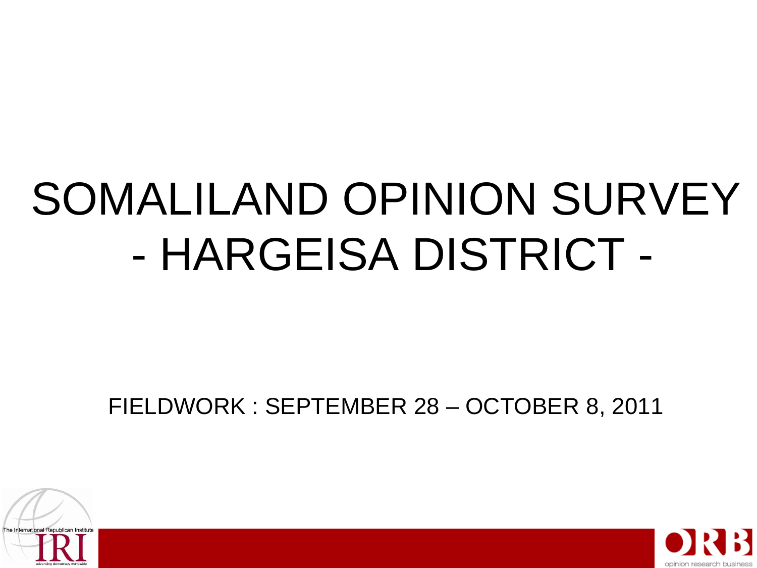# SOMALILAND OPINION SURVEY
# - HARGEISA DISTRICT -

FIELDWORK : SEPTEMBER 28 – OCTOBER 8, 2011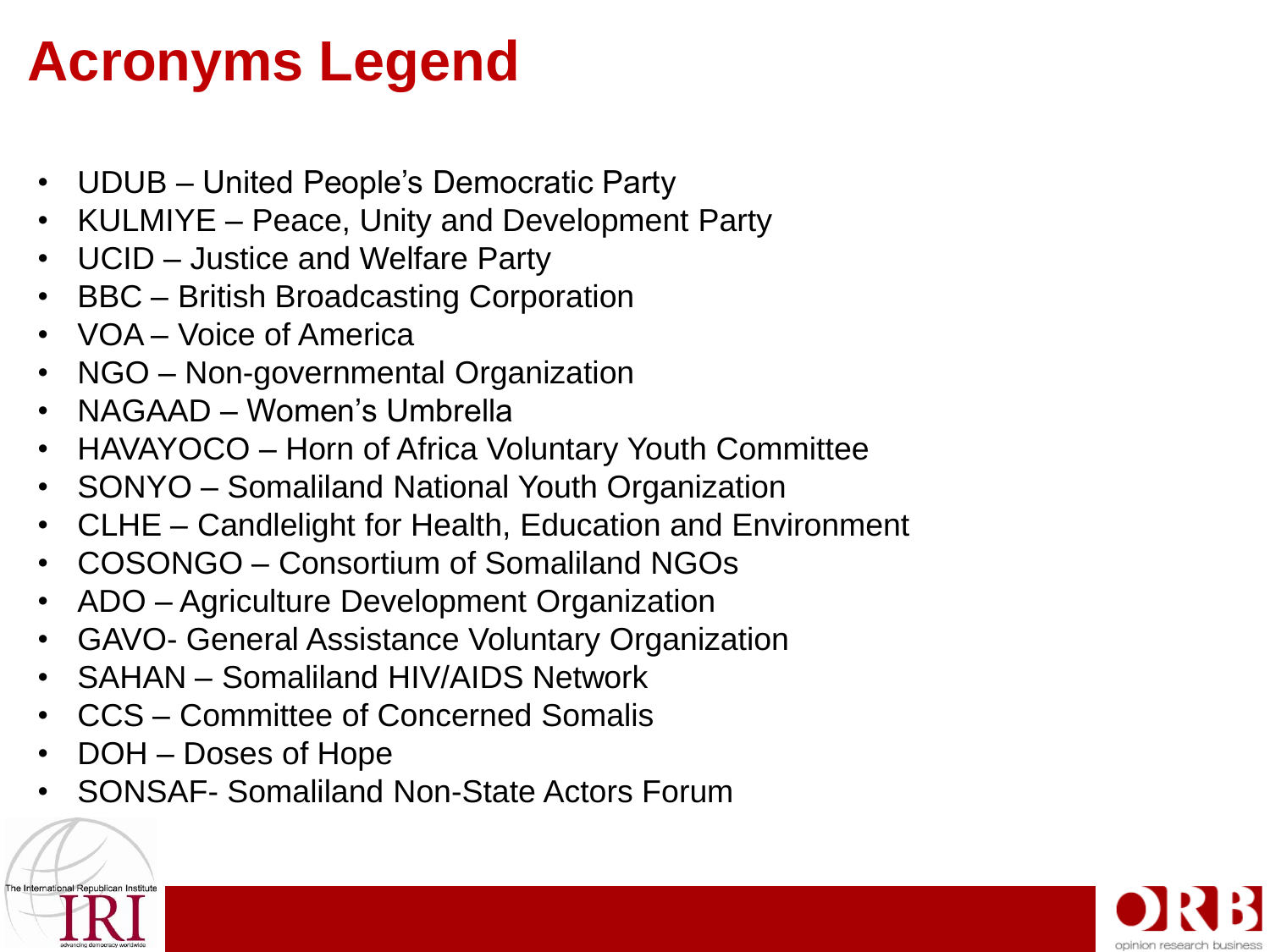# Acronyms Legend

- UDUB – United People's Democratic Party
- KULMIYE – Peace, Unity and Development Party
- UCID – Justice and Welfare Party
- BBC – British Broadcasting Corporation
- VOA – Voice of America
- NGO – Non-governmental Organization
- NAGAAD – Women's Umbrella
- HAVAYOCO – Horn of Africa Voluntary Youth Committee
- SONYO – Somaliland National Youth Organization
- CLHE – Candlelight for Health, Education and Environment
- COSONGO – Consortium of Somaliland NGOs
- ADO – Agriculture Development Organization
- GAVO- General Assistance Voluntary Organization
- SAHAN – Somaliland HIV/AIDS Network
- CCS – Committee of Concerned Somalis
- DOH – Doses of Hope
- SONSAF- Somaliland Non-State Actors Forum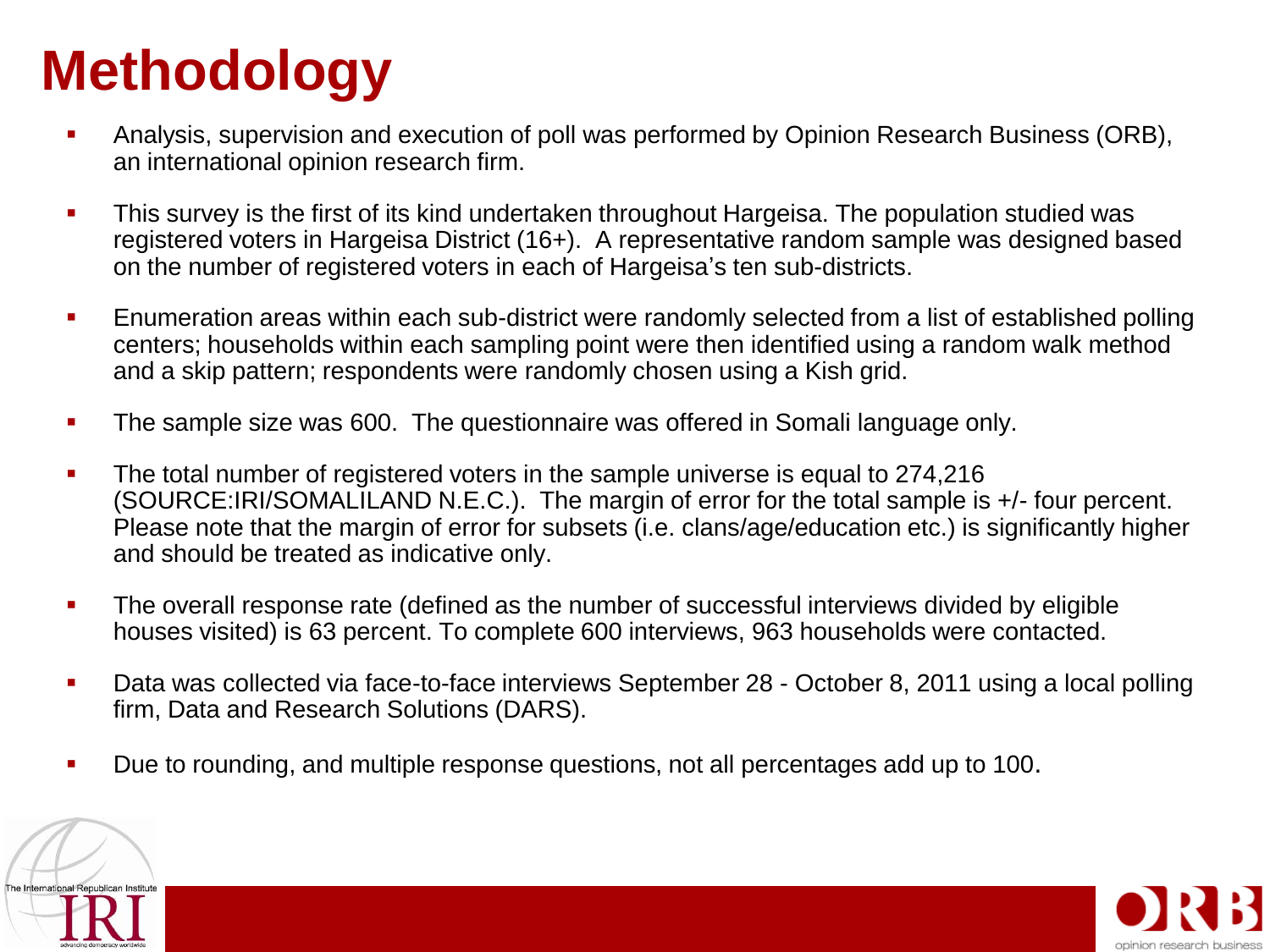# Methodology

- Analysis, supervision and execution of poll was performed by Opinion Research Business (ORB), an international opinion research firm.
- This survey is the first of its kind undertaken throughout Hargeisa. The population studied was registered voters in Hargeisa District (16+). A representative random sample was designed based on the number of registered voters in each of Hargeisa's ten sub-districts.
- Enumeration areas within each sub-district were randomly selected from a list of established polling centers; households within each sampling point were then identified using a random walk method and a skip pattern; respondents were randomly chosen using a Kish grid.
- The sample size was 600. The questionnaire was offered in Somali language only.
- The total number of registered voters in the sample universe is equal to 274,216 (SOURCE:IRI/SOMALILAND N.E.C.). The margin of error for the total sample is +/- four percent. Please note that the margin of error for subsets (i.e. clans/age/education etc.) is significantly higher and should be treated as indicative only.
- The overall response rate (defined as the number of successful interviews divided by eligible houses visited) is 63 percent. To complete 600 interviews, 963 households were contacted.
- Data was collected via face-to-face interviews September 28 - October 8, 2011 using a local polling firm, Data and Research Solutions (DARS).
- Due to rounding, and multiple response questions, not all percentages add up to 100.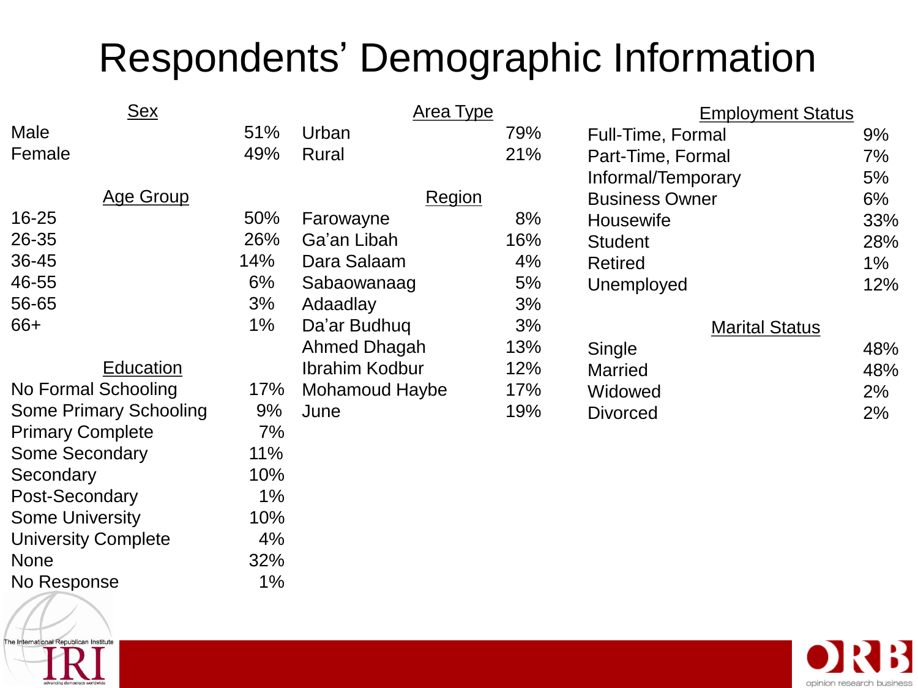# Respondents' Demographic Information

| Sex | |
|---|---|
| Male | 51% |
| Female | 49% |

| Age Group | |
|---|---|
| 16-25 | 50% |
| 26-35 | 26% |
| 36-45 | 14% |
| 46-55 | 6% |
| 56-65 | 3% |
| 66+ | 1% |

| Education | |
|---|---|
| No Formal Schooling | 17% |
| Some Primary Schooling | 9% |
| Primary Complete | 7% |
| Some Secondary | 11% |
| Secondary | 10% |
| Post-Secondary | 1% |
| Some University | 10% |
| University Complete | 4% |
| None | 32% |
| No Response | 1% |

| Area Type | |
|---|---|
| Urban | 79% |
| Rural | 21% |

| Region | |
|---|---|
| Farowayne | 8% |
| Ga'an Libah | 16% |
| Dara Salaam | 4% |
| Sabaowanaag | 5% |
| Adaadlay | 3% |
| Da'ar Budhuq | 3% |
| Ahmed Dhagah | 13% |
| Ibrahim Kodbur | 12% |
| Mohamoud Haybe | 17% |
| June | 19% |

| Employment Status | |
|---|---|
| Full-Time, Formal | 9% |
| Part-Time, Formal | 7% |
| Informal/Temporary | 5% |
| Business Owner | 6% |
| Housewife | 33% |
| Student | 28% |
| Retired | 1% |
| Unemployed | 12% |

| Marital Status | |
|---|---|
| Single | 48% |
| Married | 48% |
| Widowed | 2% |
| Divorced | 2% |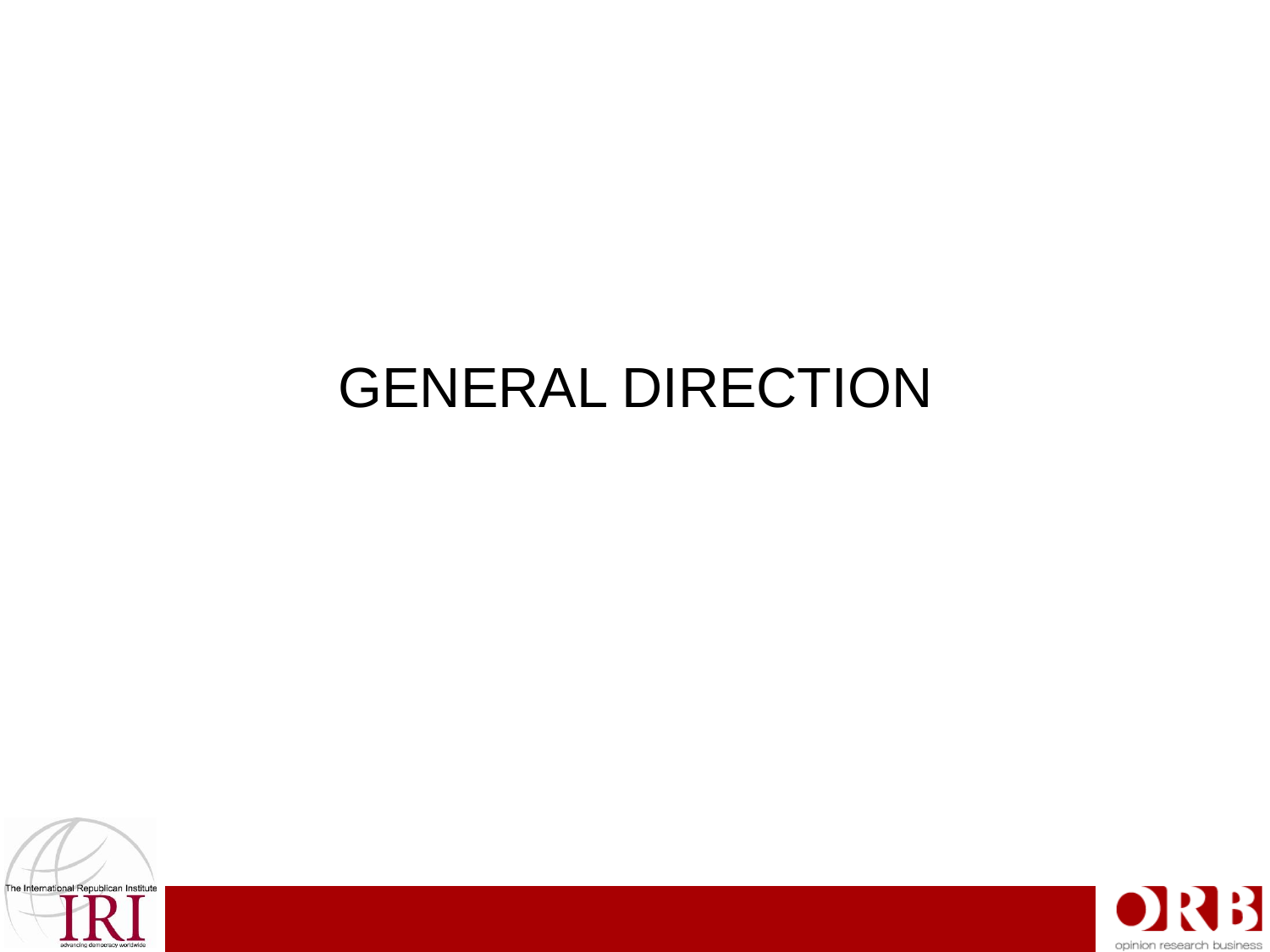# GENERAL DIRECTION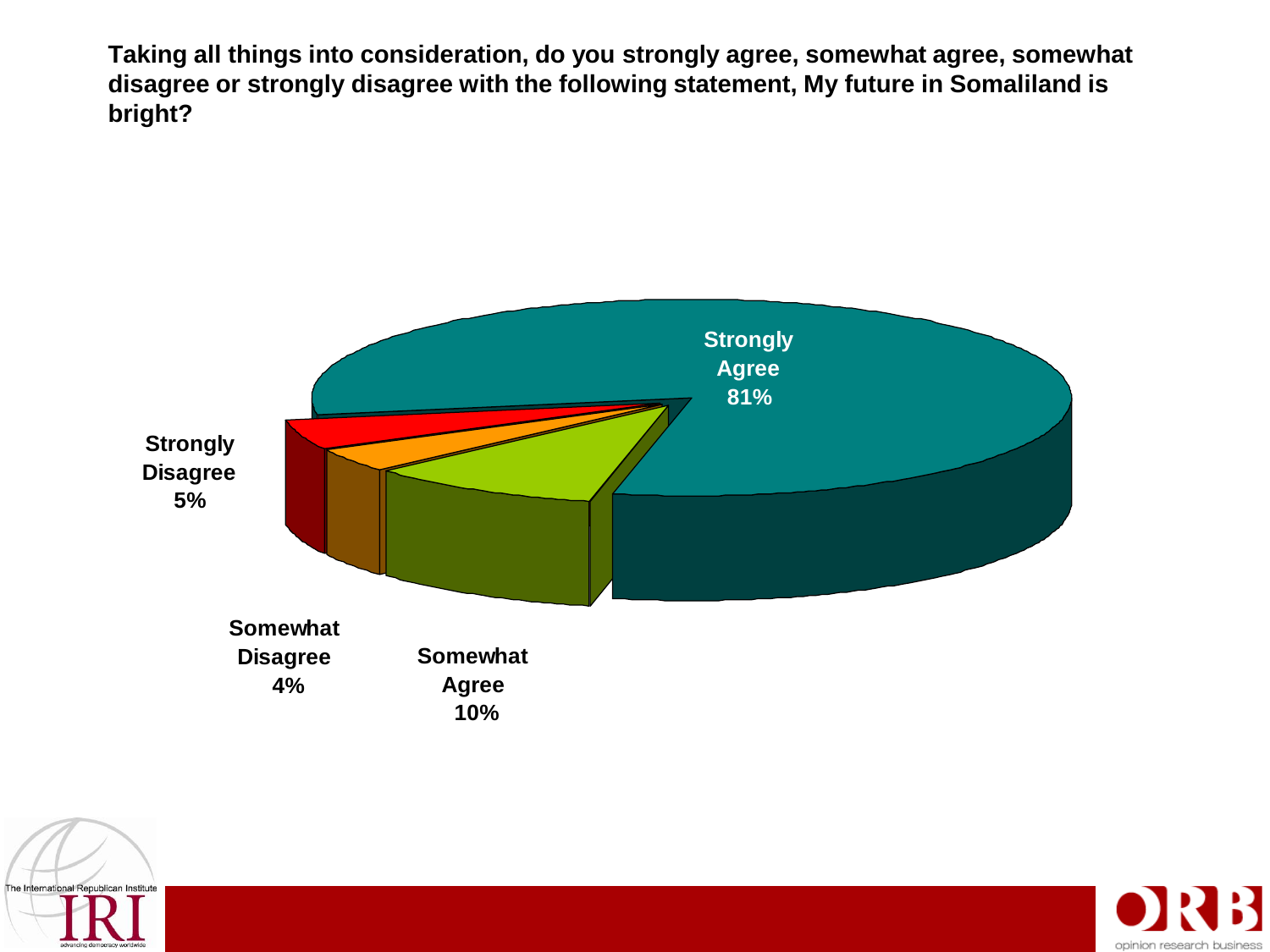**Taking all things into consideration, do you strongly agree, somewhat agree, somewhat disagree or strongly disagree with the following statement, My future in Somaliland is bright?**

| Response | Percentage |
| --- | --- |
| Strongly Agree | 81% |
| Somewhat Agree | 10% |
| Somewhat Disagree | 4% |
| Strongly Disagree | 5% |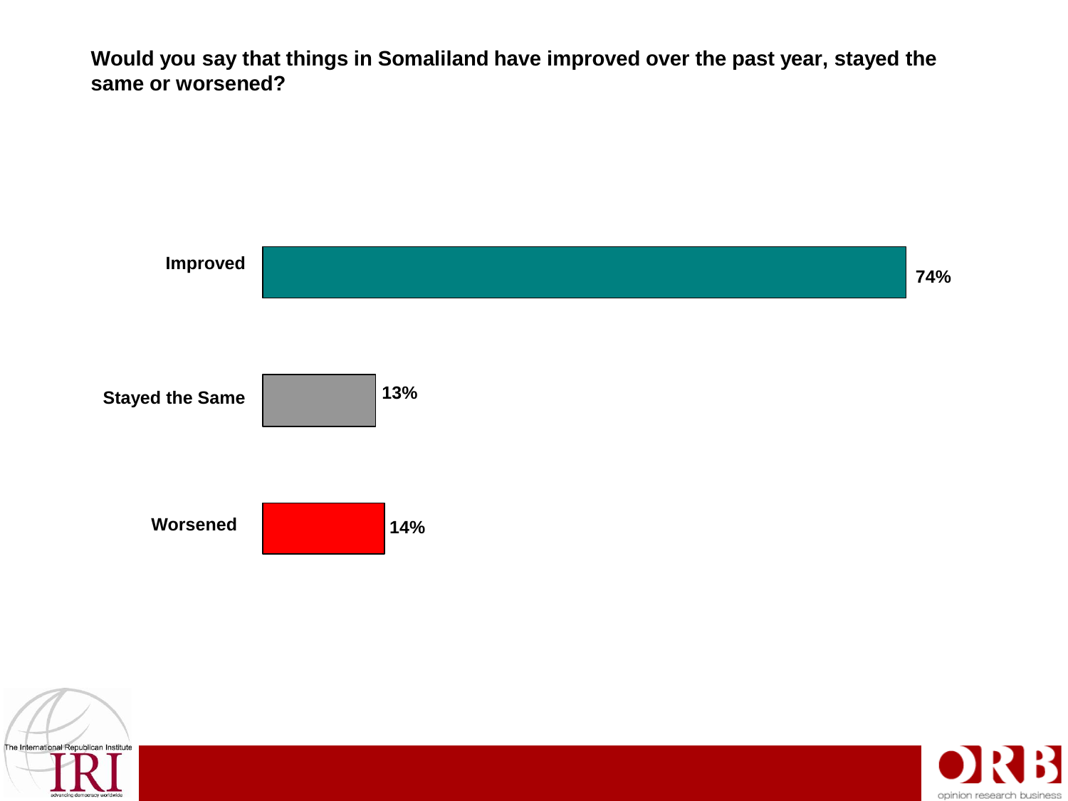**Would you say that things in Somaliland have improved over the past year, stayed the same or worsened?**

| Response | Percentage |
| --- | --- |
| Improved | 74% |
| Stayed the Same | 13% |
| Worsened | 14% |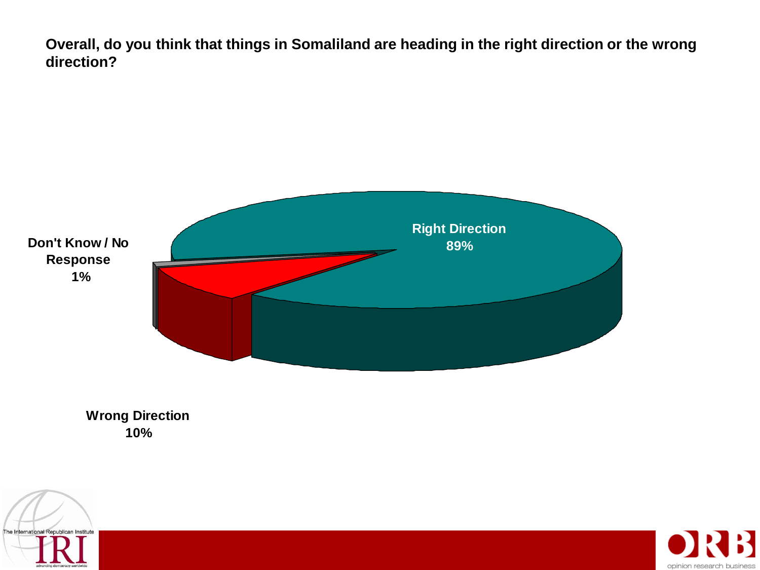**Overall, do you think that things in Somaliland are heading in the right direction or the wrong direction?**

Right Direction
89%

Don't Know / No Response
1%

Wrong Direction
10%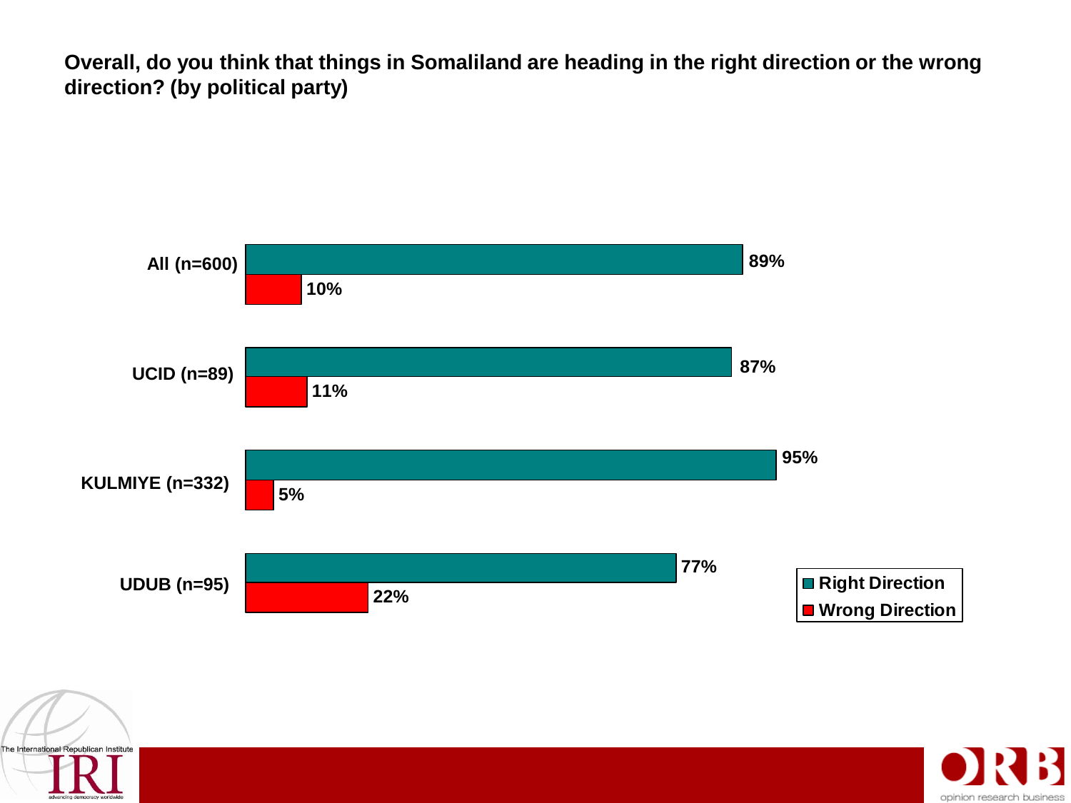**Overall, do you think that things in Somaliland are heading in the right direction or the wrong direction? (by political party)**

| | Right Direction | Wrong Direction |
|---|---|---|
| All (n=600) | 89% | 10% |
| UCID (n=89) | 87% | 11% |
| KULMIYE (n=332) | 95% | 5% |
| UDUB (n=95) | 77% | 22% |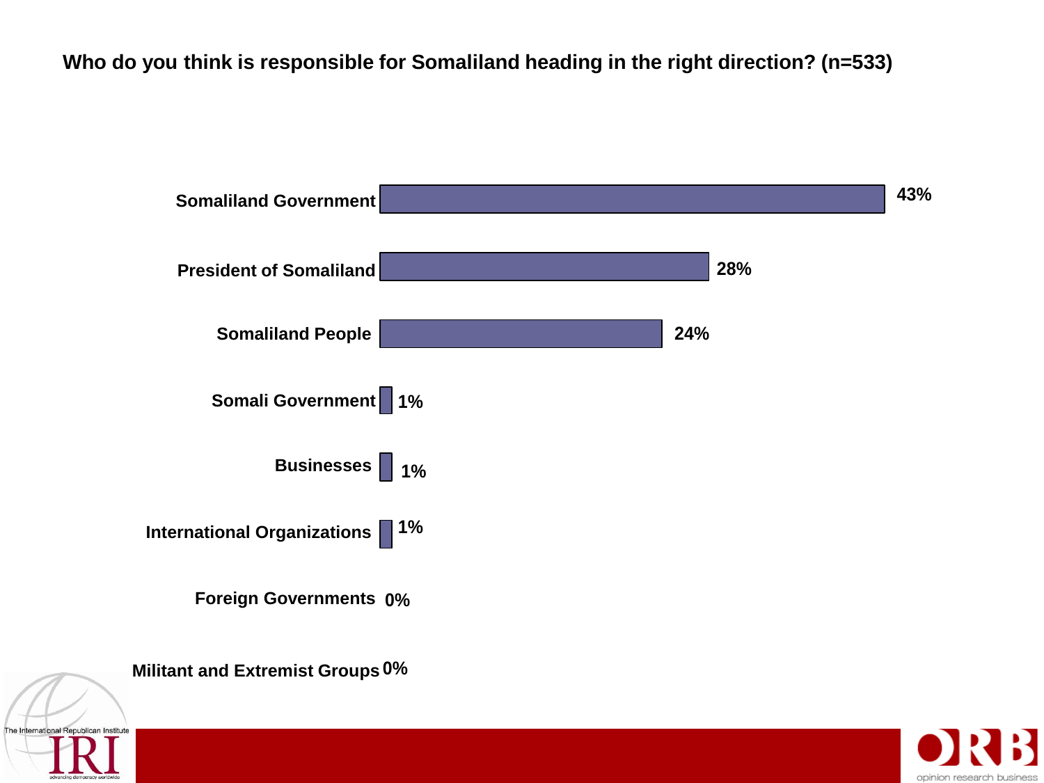**Who do you think is responsible for Somaliland heading in the right direction? (n=533)**

| Response | Percentage |
|---|---|
| Somaliland Government | 43% |
| President of Somaliland | 28% |
| Somaliland People | 24% |
| Somali Government | 1% |
| Businesses | 1% |
| International Organizations | 1% |
| Foreign Governments | 0% |
| Militant and Extremist Groups | 0% |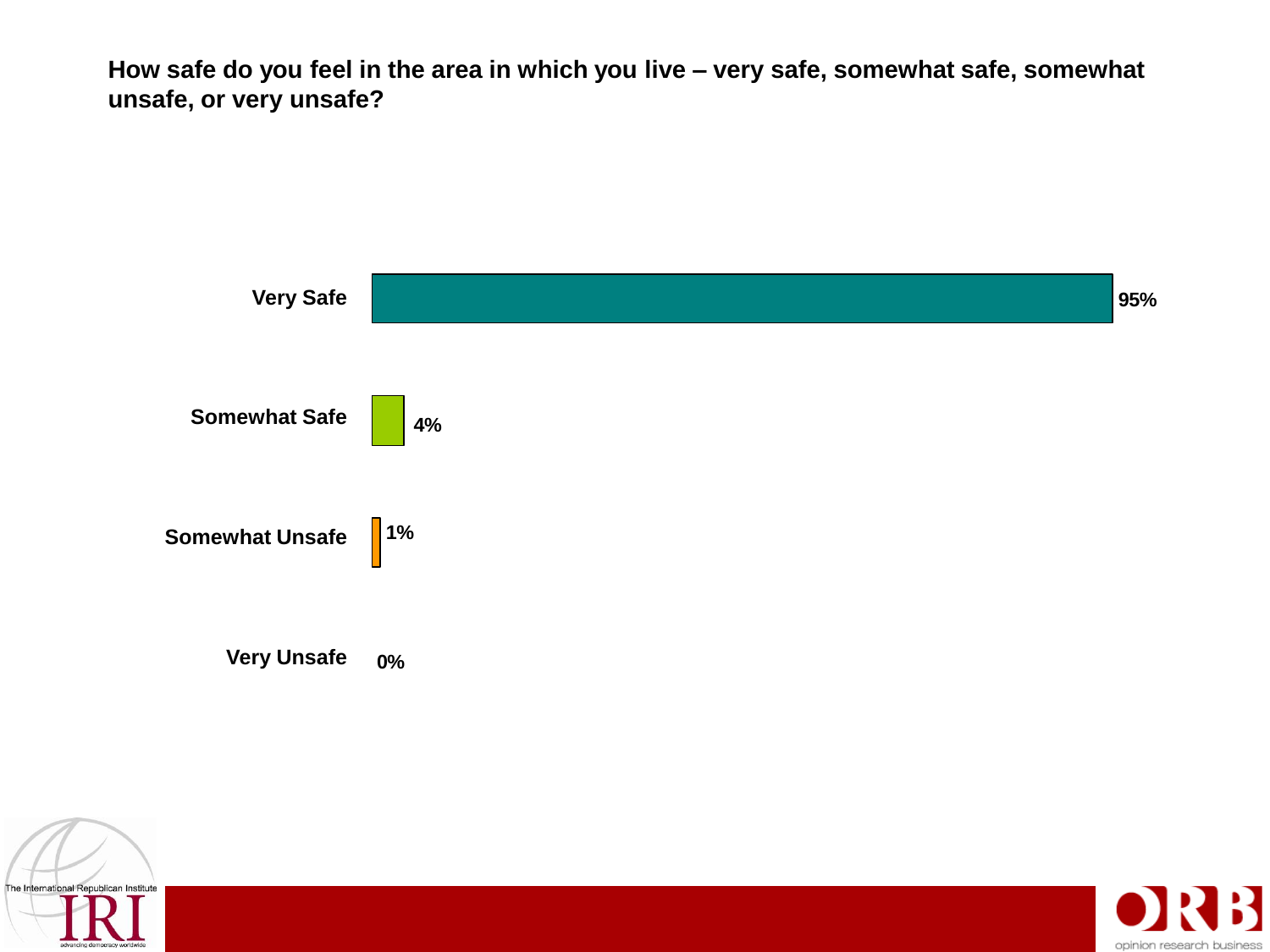**How safe do you feel in the area in which you live – very safe, somewhat safe, somewhat unsafe, or very unsafe?**

| Response | Percent |
|---|---|
| Very Safe | 95% |
| Somewhat Safe | 4% |
| Somewhat Unsafe | 1% |
| Very Unsafe | 0% |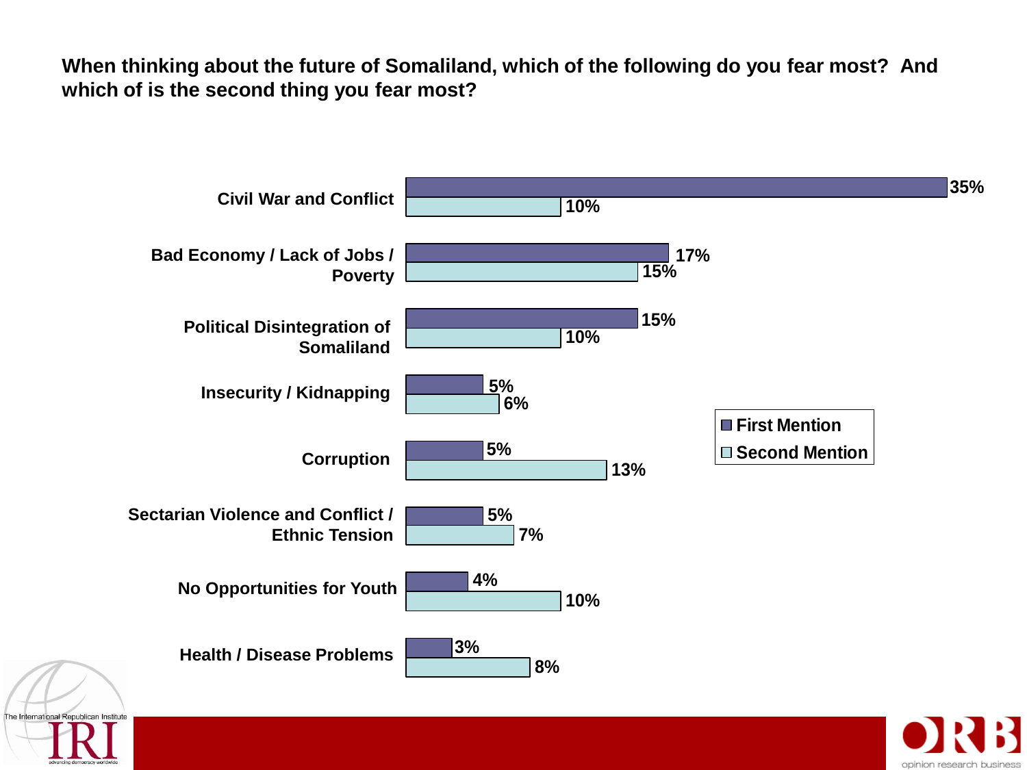**When thinking about the future of Somaliland, which of the following do you fear most? And which of is the second thing you fear most?**

| | First Mention | Second Mention |
|---|---|---|
| Civil War and Conflict | 35% | 10% |
| Bad Economy / Lack of Jobs / Poverty | 17% | 15% |
| Political Disintegration of Somaliland | 15% | 10% |
| Insecurity / Kidnapping | 5% | 6% |
| Corruption | 5% | 13% |
| Sectarian Violence and Conflict / Ethnic Tension | 5% | 7% |
| No Opportunities for Youth | 4% | 10% |
| Health / Disease Problems | 3% | 8% |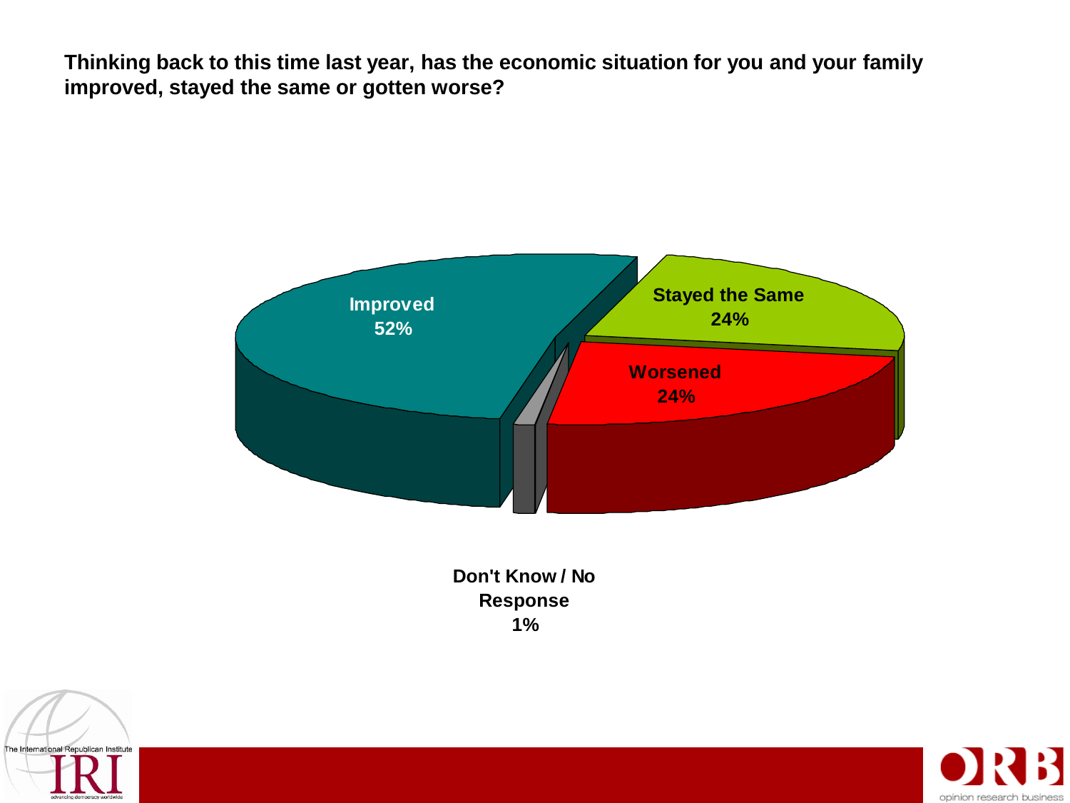**Thinking back to this time last year, has the economic situation for you and your family improved, stayed the same or gotten worse?**

Improved 52%

Stayed the Same 24%

Worsened 24%

Don't Know / No Response 1%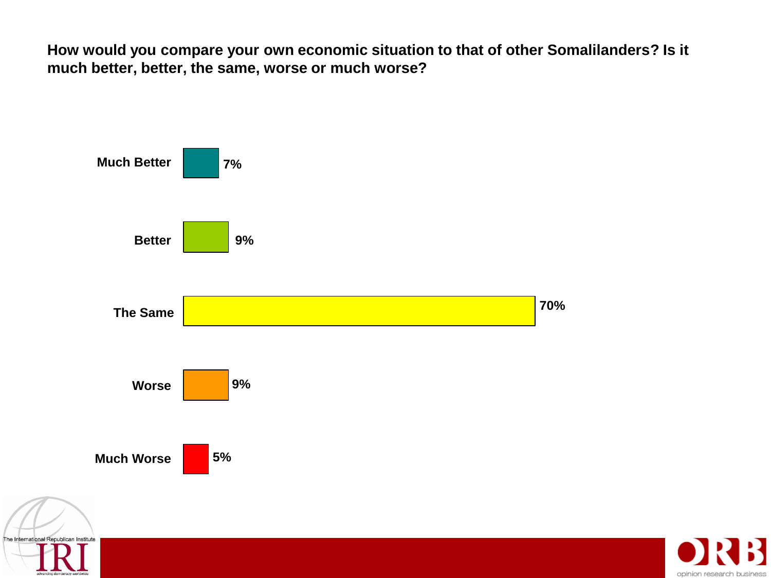**How would you compare your own economic situation to that of other Somalilanders? Is it much better, better, the same, worse or much worse?**

| Response | Percentage |
|---|---|
| Much Better | 7% |
| Better | 9% |
| The Same | 70% |
| Worse | 9% |
| Much Worse | 5% |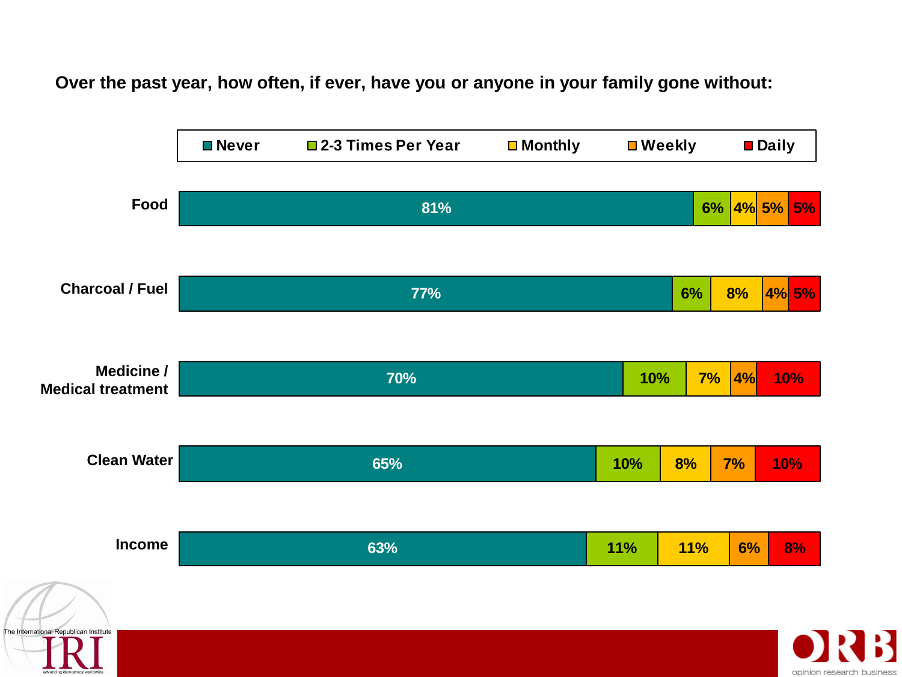**Over the past year, how often, if ever, have you or anyone in your family gone without:**

| | Never | 2-3 Times Per Year | Monthly | Weekly | Daily |
|---|---|---|---|---|---|
| Food | 81% | 6% | 4% | 5% | 5% |
| Charcoal / Fuel | 77% | 6% | 8% | 4% | 5% |
| Medicine / Medical treatment | 70% | 10% | 7% | 4% | 10% |
| Clean Water | 65% | 10% | 8% | 7% | 10% |
| Income | 63% | 11% | 11% | 6% | 8% |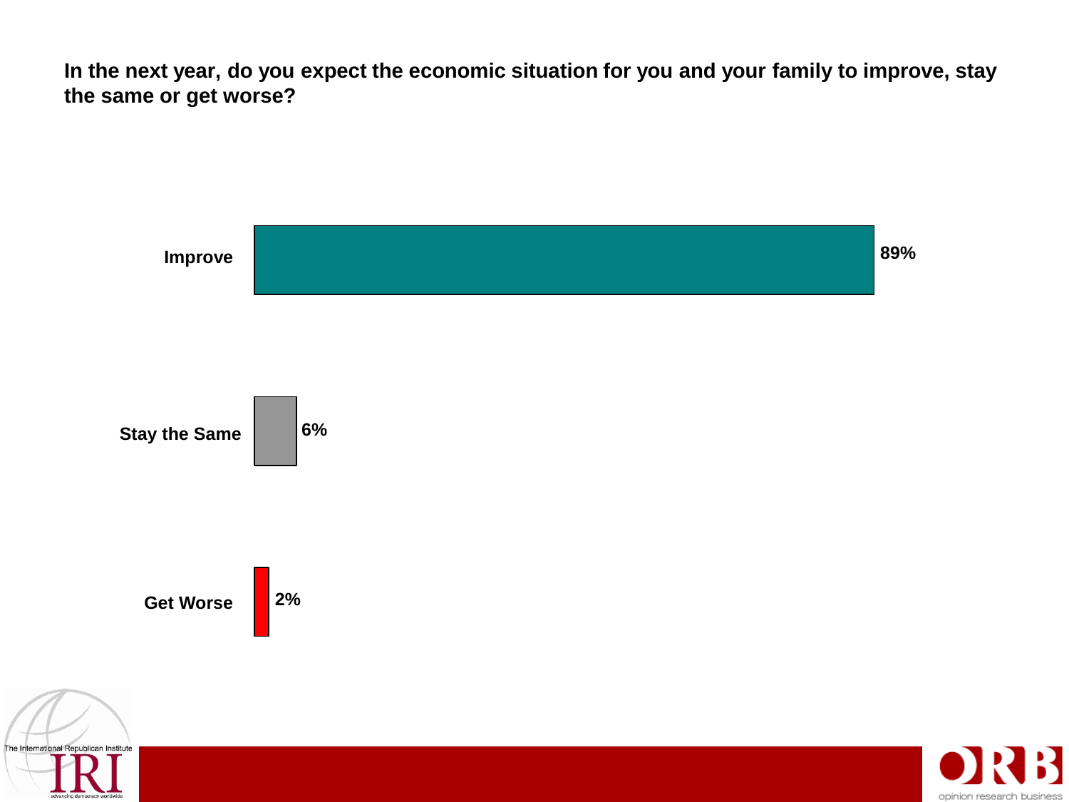**In the next year, do you expect the economic situation for you and your family to improve, stay the same or get worse?**

| Response | Percentage |
|---|---|
| Improve | 89% |
| Stay the Same | 6% |
| Get Worse | 2% |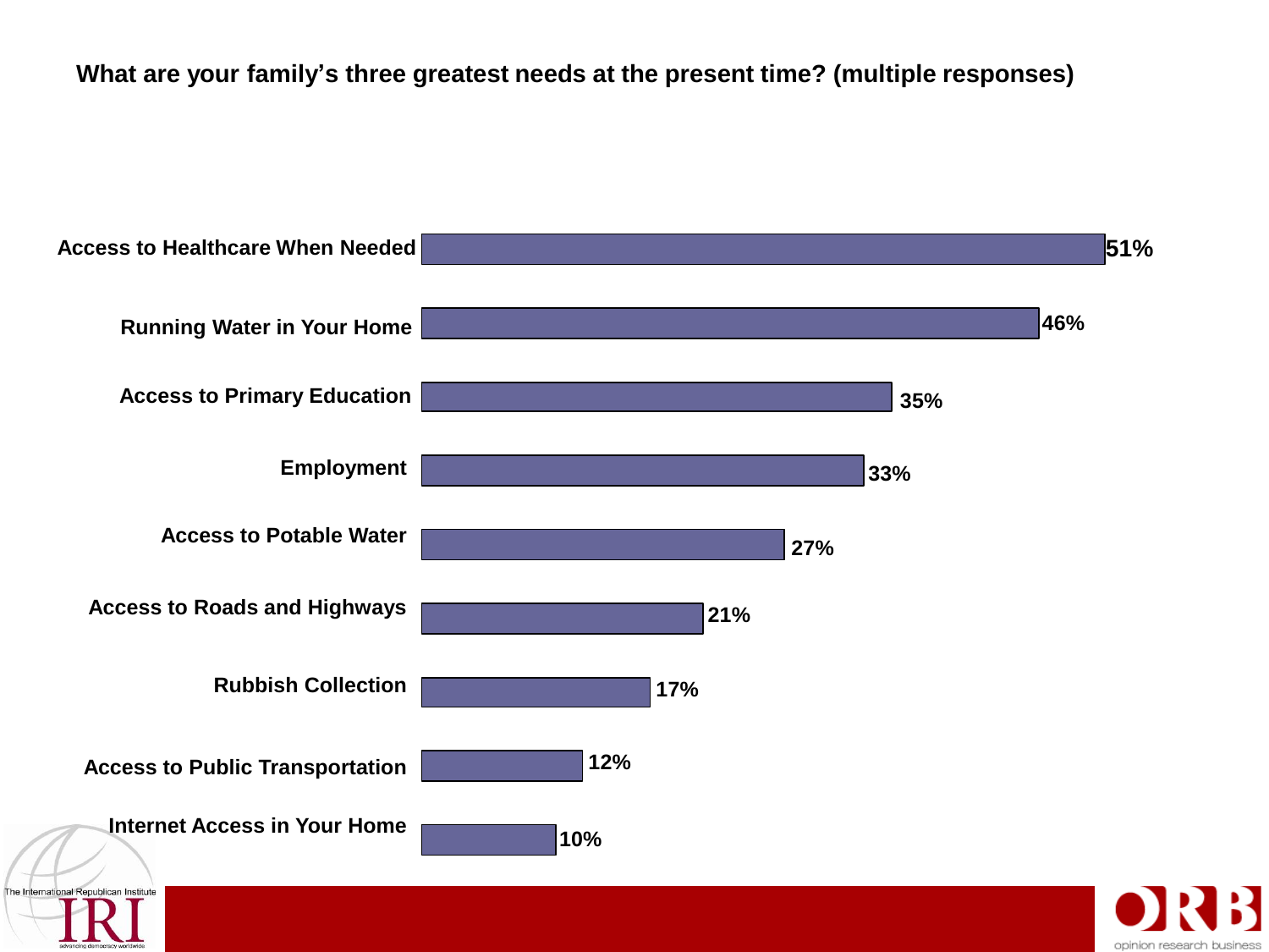**What are your family's three greatest needs at the present time? (multiple responses)**

| Need | Percentage |
| --- | --- |
| Access to Healthcare When Needed | 51% |
| Running Water in Your Home | 46% |
| Access to Primary Education | 35% |
| Employment | 33% |
| Access to Potable Water | 27% |
| Access to Roads and Highways | 21% |
| Rubbish Collection | 17% |
| Access to Public Transportation | 12% |
| Internet Access in Your Home | 10% |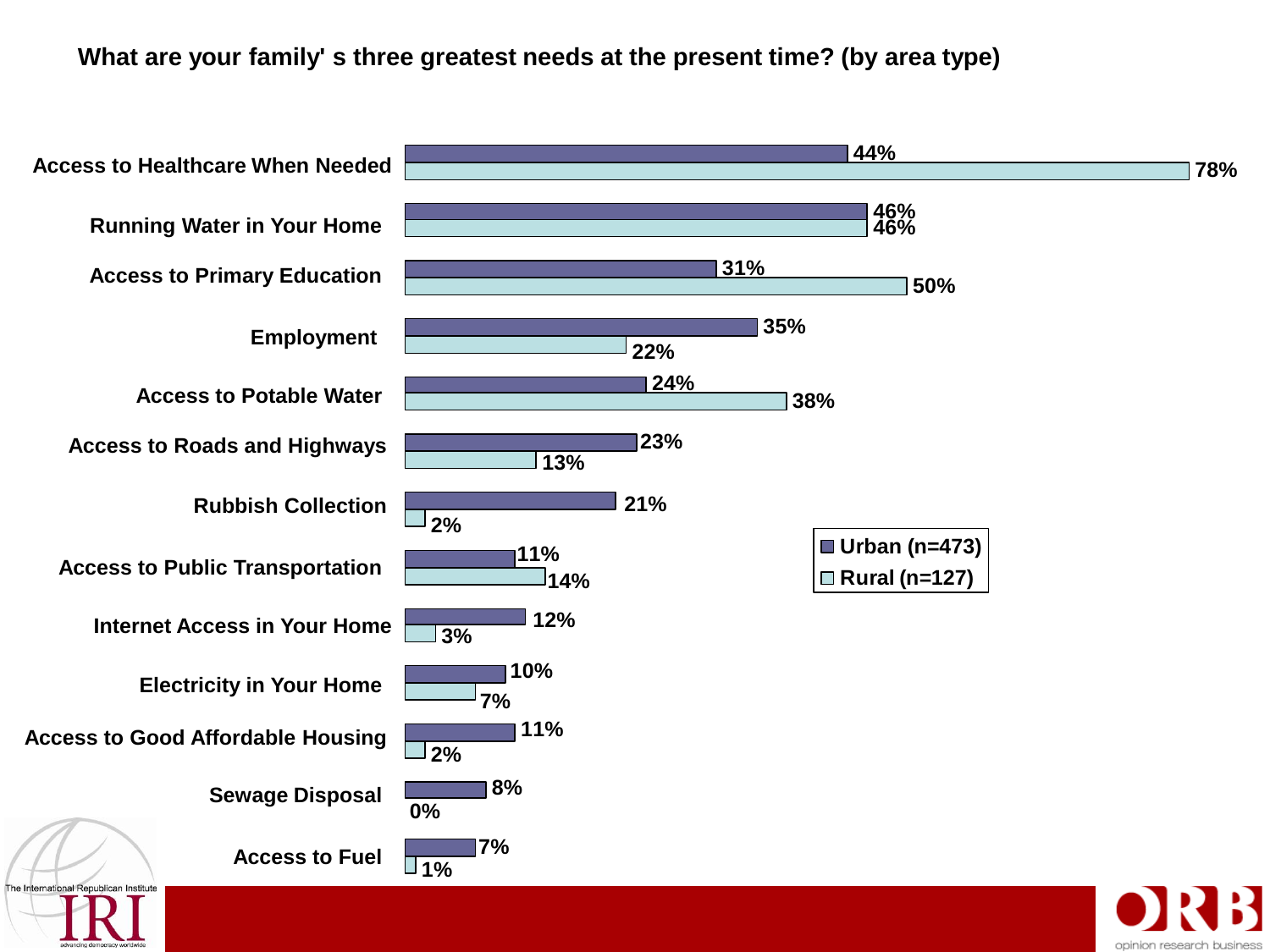**What are your family' s three greatest needs at the present time? (by area type)**

| | Urban (n=473) | Rural (n=127) |
|---|---|---|
| Access to Healthcare When Needed | 44% | 78% |
| Running Water in Your Home | 46% | 46% |
| Access to Primary Education | 31% | 50% |
| Employment | 35% | 22% |
| Access to Potable Water | 24% | 38% |
| Access to Roads and Highways | 23% | 13% |
| Rubbish Collection | 21% | 2% |
| Access to Public Transportation | 11% | 14% |
| Internet Access in Your Home | 12% | 3% |
| Electricity in Your Home | 10% | 7% |
| Access to Good Affordable Housing | 11% | 2% |
| Sewage Disposal | 8% | 0% |
| Access to Fuel | 7% | 1% |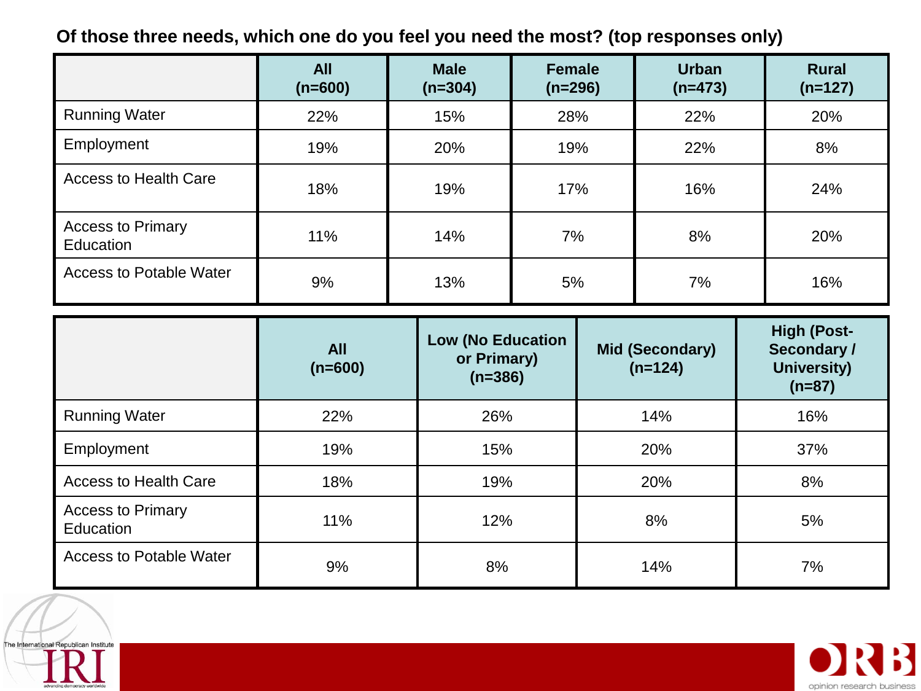**Of those three needs, which one do you feel you need the most? (top responses only)**

| | All (n=600) | Male (n=304) | Female (n=296) | Urban (n=473) | Rural (n=127) |
|---|---|---|---|---|---|
| Running Water | 22% | 15% | 28% | 22% | 20% |
| Employment | 19% | 20% | 19% | 22% | 8% |
| Access to Health Care | 18% | 19% | 17% | 16% | 24% |
| Access to Primary Education | 11% | 14% | 7% | 8% | 20% |
| Access to Potable Water | 9% | 13% | 5% | 7% | 16% |

| | All (n=600) | Low (No Education or Primary) (n=386) | Mid (Secondary) (n=124) | High (Post-Secondary / University) (n=87) |
|---|---|---|---|---|
| Running Water | 22% | 26% | 14% | 16% |
| Employment | 19% | 15% | 20% | 37% |
| Access to Health Care | 18% | 19% | 20% | 8% |
| Access to Primary Education | 11% | 12% | 8% | 5% |
| Access to Potable Water | 9% | 8% | 14% | 7% |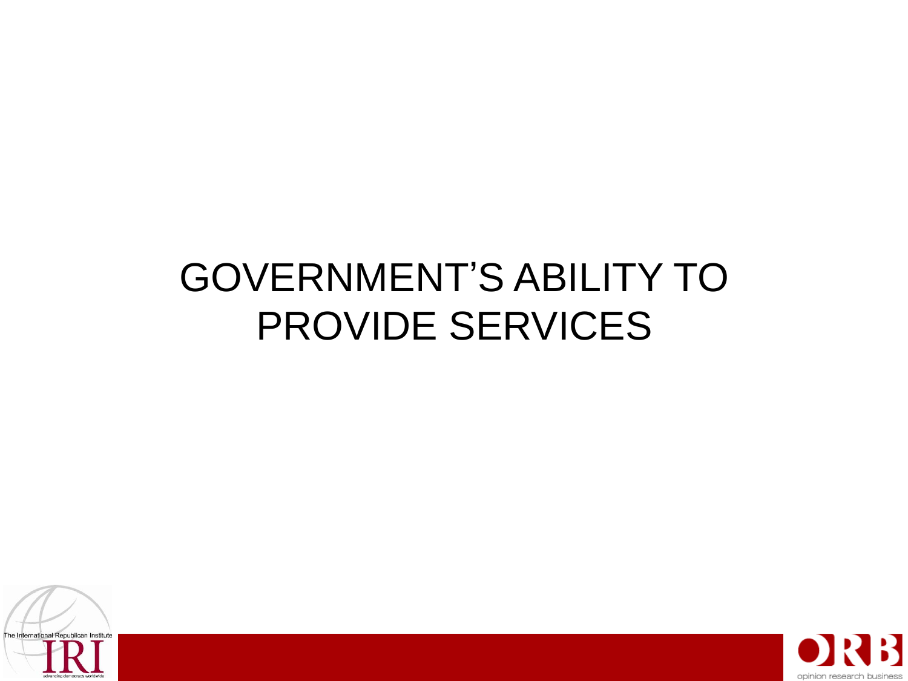# GOVERNMENT'S ABILITY TO PROVIDE SERVICES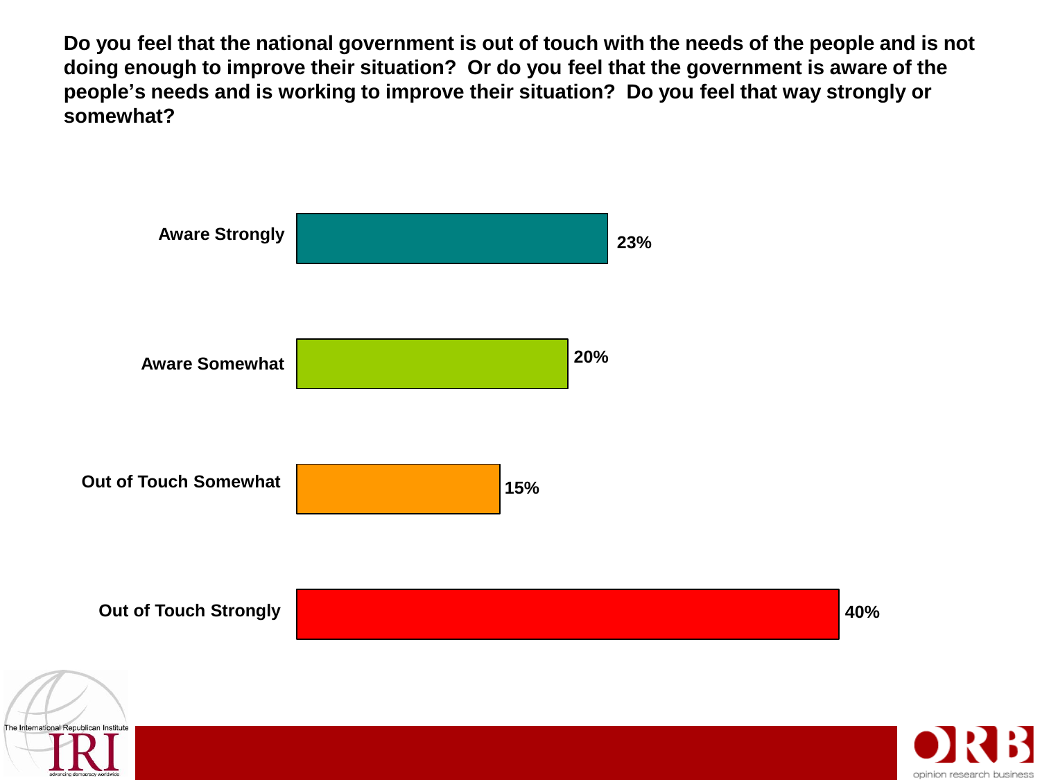**Do you feel that the national government is out of touch with the needs of the people and is not doing enough to improve their situation? Or do you feel that the government is aware of the people's needs and is working to improve their situation? Do you feel that way strongly or somewhat?**

| Response | Percentage |
| --- | --- |
| Aware Strongly | 23% |
| Aware Somewhat | 20% |
| Out of Touch Somewhat | 15% |
| Out of Touch Strongly | 40% |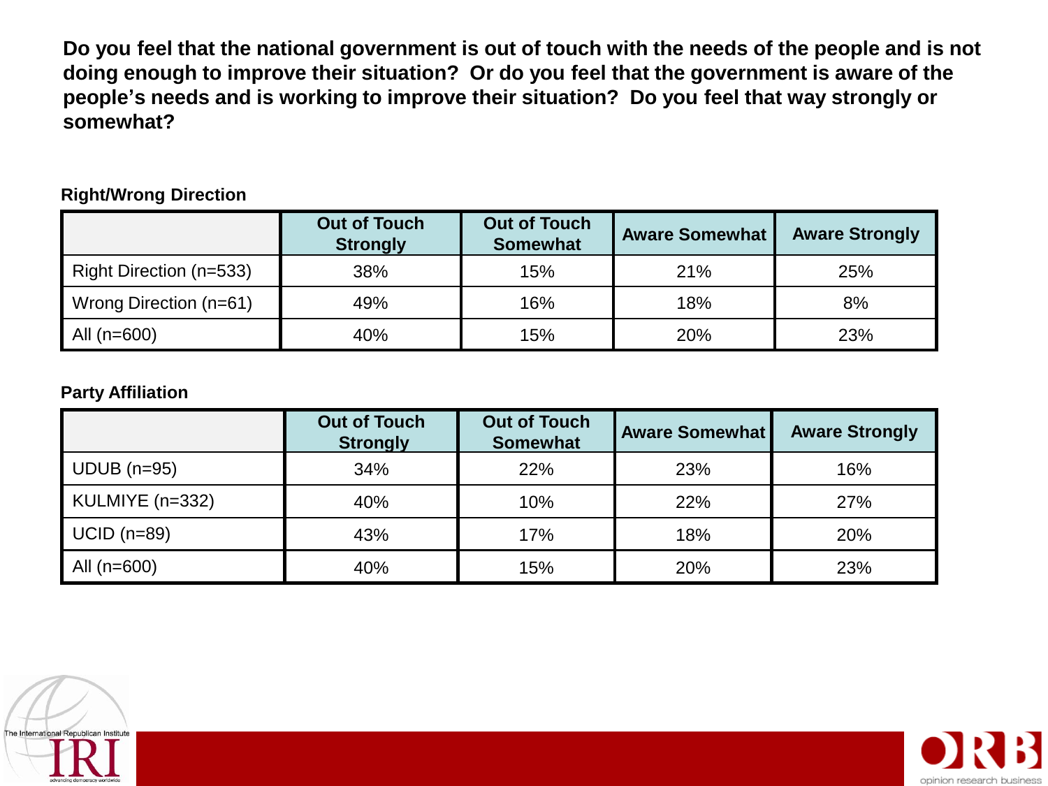**Do you feel that the national government is out of touch with the needs of the people and is not doing enough to improve their situation? Or do you feel that the government is aware of the people's needs and is working to improve their situation? Do you feel that way strongly or somewhat?**

**Right/Wrong Direction**

| | Out of Touch Strongly | Out of Touch Somewhat | Aware Somewhat | Aware Strongly |
|---|---|---|---|---|
| Right Direction (n=533) | 38% | 15% | 21% | 25% |
| Wrong Direction (n=61) | 49% | 16% | 18% | 8% |
| All (n=600) | 40% | 15% | 20% | 23% |

**Party Affiliation**

| | Out of Touch Strongly | Out of Touch Somewhat | Aware Somewhat | Aware Strongly |
|---|---|---|---|---|
| UDUB (n=95) | 34% | 22% | 23% | 16% |
| KULMIYE (n=332) | 40% | 10% | 22% | 27% |
| UCID (n=89) | 43% | 17% | 18% | 20% |
| All (n=600) | 40% | 15% | 20% | 23% |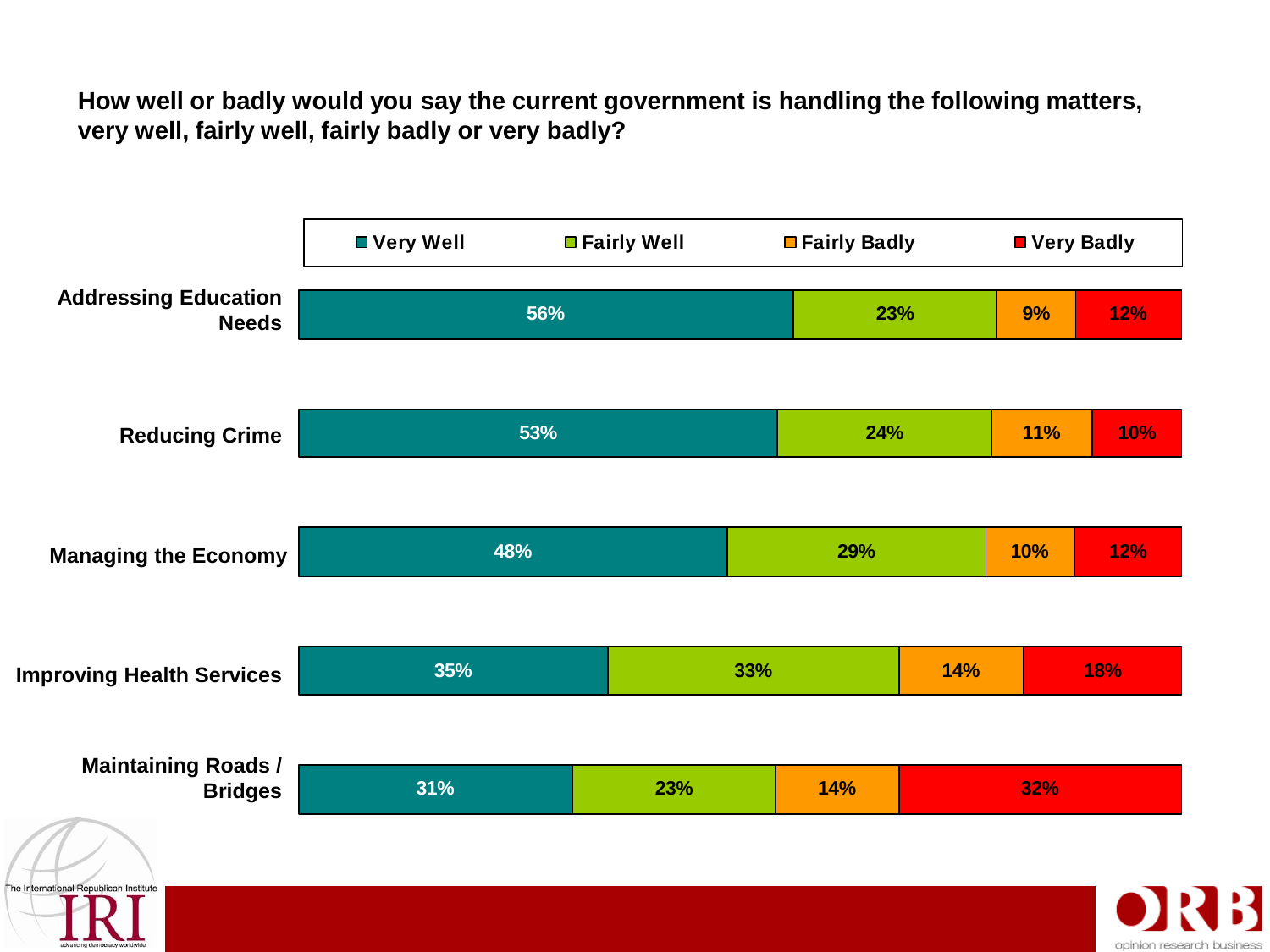**How well or badly would you say the current government is handling the following matters, very well, fairly well, fairly badly or very badly?**

| | Very Well | Fairly Well | Fairly Badly | Very Badly |
|---|---|---|---|---|
| Addressing Education Needs | 56% | 23% | 9% | 12% |
| Reducing Crime | 53% | 24% | 11% | 10% |
| Managing the Economy | 48% | 29% | 10% | 12% |
| Improving Health Services | 35% | 33% | 14% | 18% |
| Maintaining Roads / Bridges | 31% | 23% | 14% | 32% |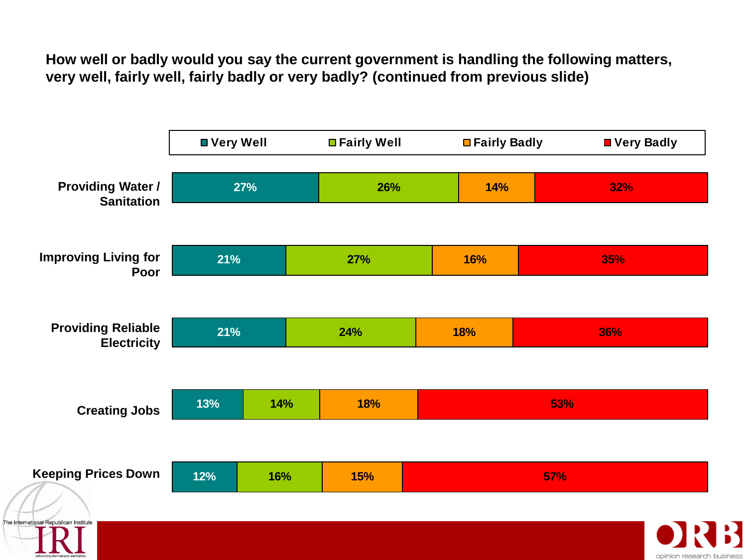**How well or badly would you say the current government is handling the following matters, very well, fairly well, fairly badly or very badly? (continued from previous slide)**

| | Very Well | Fairly Well | Fairly Badly | Very Badly |
|---|---|---|---|---|
| Providing Water / Sanitation | 27% | 26% | 14% | 32% |
| Improving Living for Poor | 21% | 27% | 16% | 35% |
| Providing Reliable Electricity | 21% | 24% | 18% | 36% |
| Creating Jobs | 13% | 14% | 18% | 53% |
| Keeping Prices Down | 12% | 16% | 15% | 57% |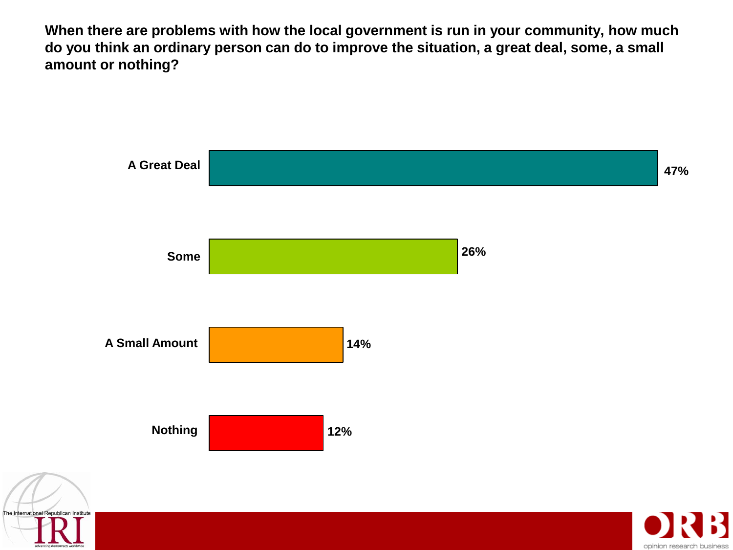**When there are problems with how the local government is run in your community, how much do you think an ordinary person can do to improve the situation, a great deal, some, a small amount or nothing?**

| Response | Percentage |
| --- | --- |
| A Great Deal | 47% |
| Some | 26% |
| A Small Amount | 14% |
| Nothing | 12% |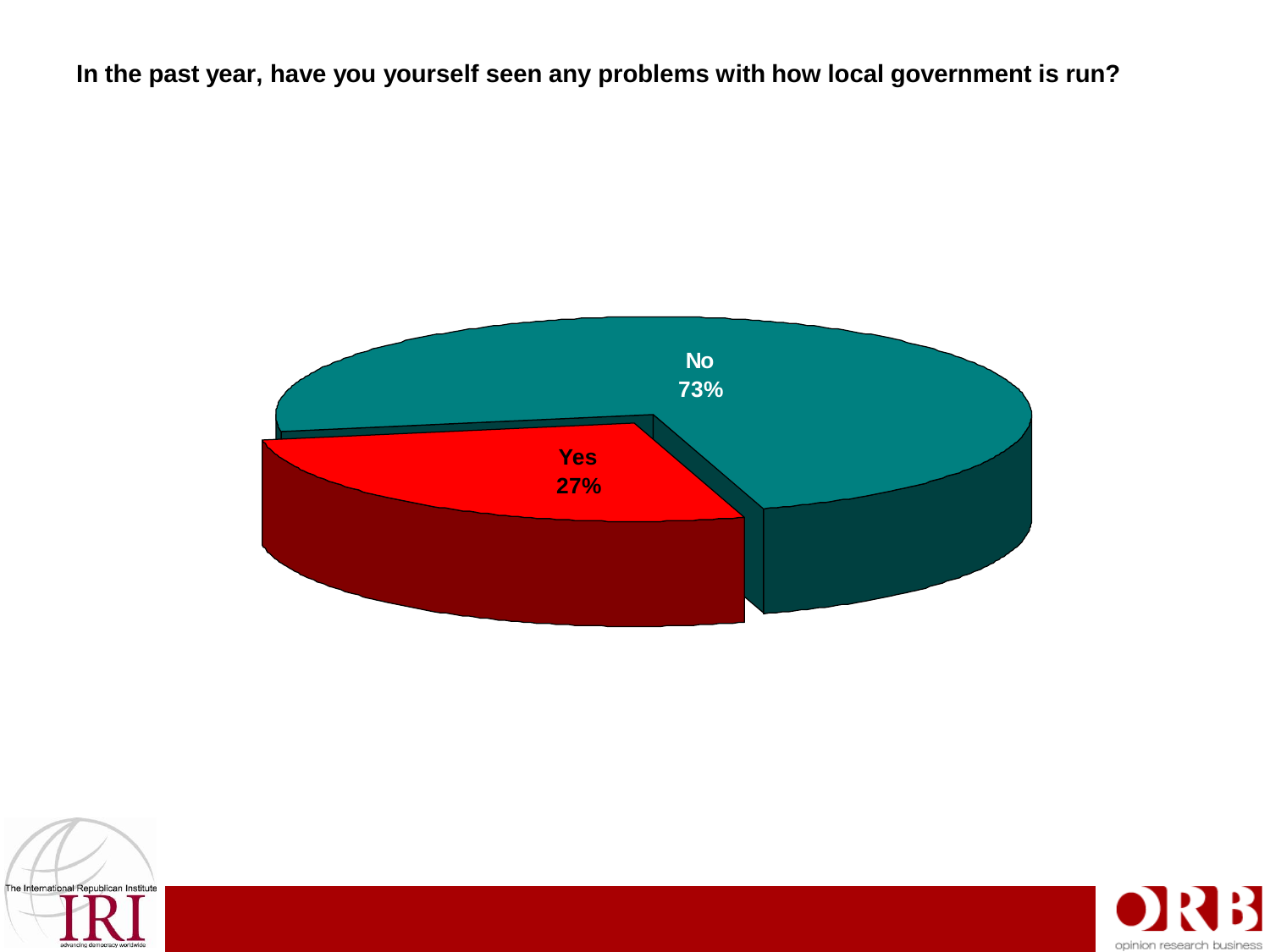**In the past year, have you yourself seen any problems with how local government is run?**

| Response | Percentage |
| --- | --- |
| No | 73% |
| Yes | 27% |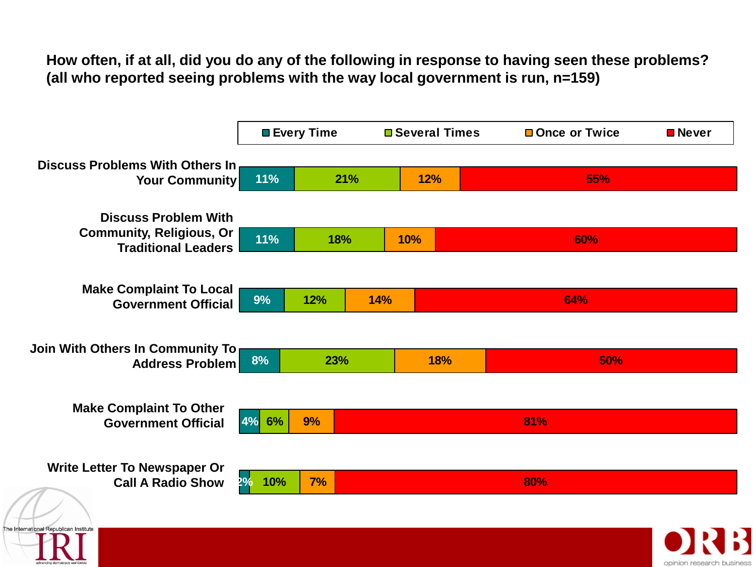**How often, if at all, did you do any of the following in response to having seen these problems?**
**(all who reported seeing problems with the way local government is run, n=159)**

| | Every Time | Several Times | Once or Twice | Never |
|---|---|---|---|---|
| Discuss Problems With Others In Your Community | 11% | 21% | 12% | 55% |
| Discuss Problem With Community, Religious, Or Traditional Leaders | 11% | 18% | 10% | 60% |
| Make Complaint To Local Government Official | 9% | 12% | 14% | 64% |
| Join With Others In Community To Address Problem | 8% | 23% | 18% | 50% |
| Make Complaint To Other Government Official | 4% | 6% | 9% | 81% |
| Write Letter To Newspaper Or Call A Radio Show | 2% | 10% | 7% | 80% |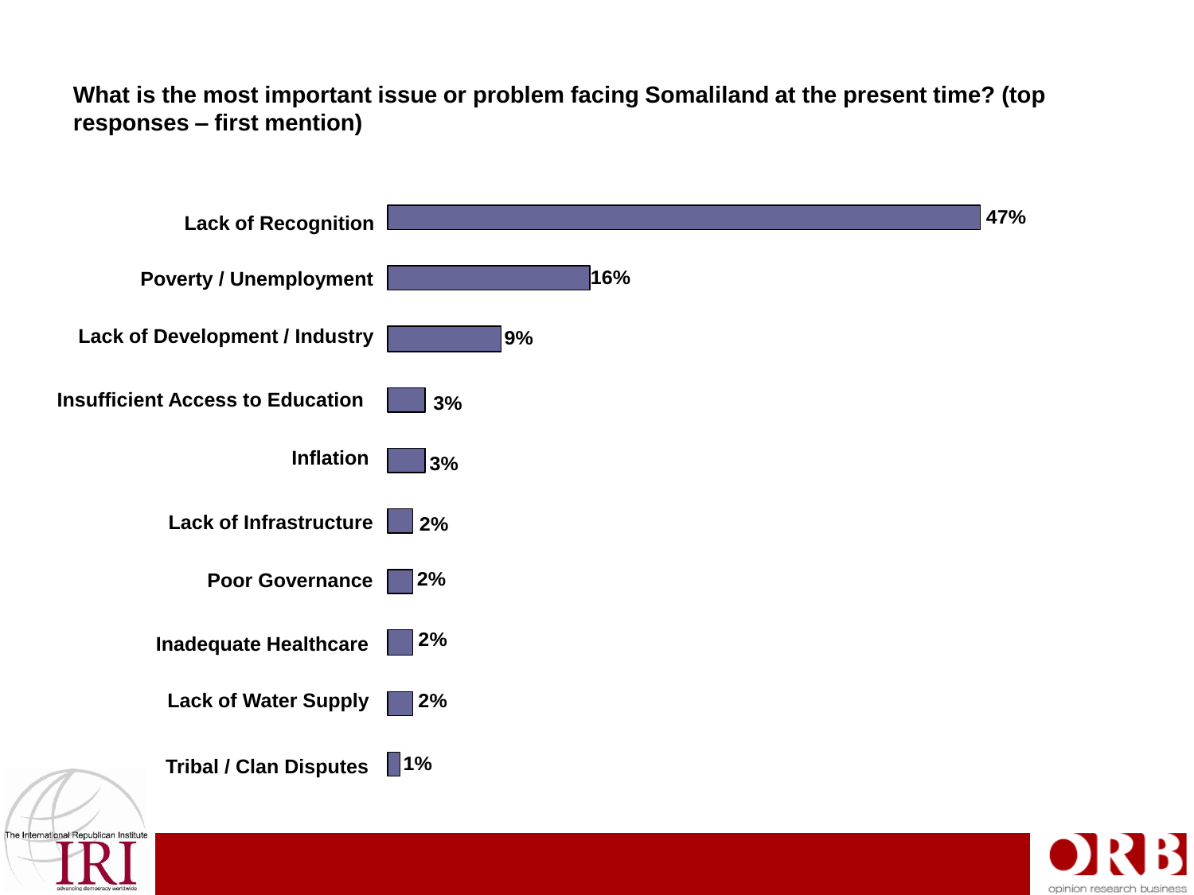**What is the most important issue or problem facing Somaliland at the present time? (top responses – first mention)**

| Issue | % |
|---|---|
| Lack of Recognition | 47% |
| Poverty / Unemployment | 16% |
| Lack of Development / Industry | 9% |
| Insufficient Access to Education | 3% |
| Inflation | 3% |
| Lack of Infrastructure | 2% |
| Poor Governance | 2% |
| Inadequate Healthcare | 2% |
| Lack of Water Supply | 2% |
| Tribal / Clan Disputes | 1% |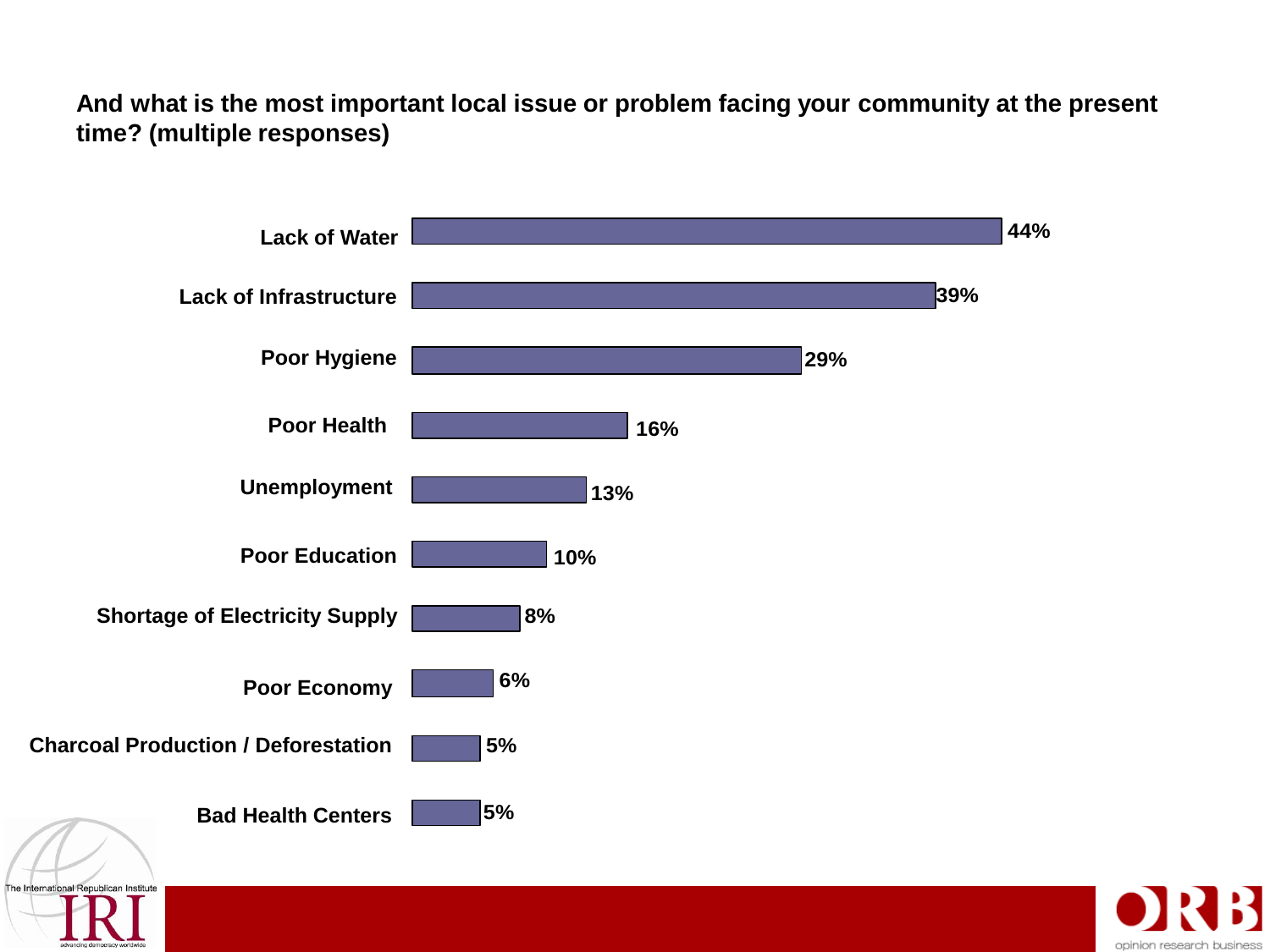**And what is the most important local issue or problem facing your community at the present time? (multiple responses)**

| Issue | Percentage |
| --- | --- |
| Lack of Water | 44% |
| Lack of Infrastructure | 39% |
| Poor Hygiene | 29% |
| Poor Health | 16% |
| Unemployment | 13% |
| Poor Education | 10% |
| Shortage of Electricity Supply | 8% |
| Poor Economy | 6% |
| Charcoal Production / Deforestation | 5% |
| Bad Health Centers | 5% |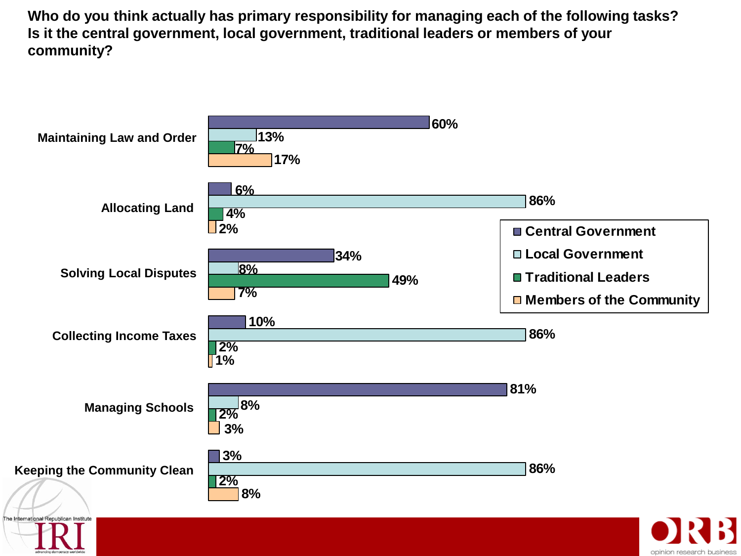**Who do you think actually has primary responsibility for managing each of the following tasks? Is it the central government, local government, traditional leaders or members of your community?**

| Task | Central Government | Local Government | Traditional Leaders | Members of the Community |
|---|---|---|---|---|
| Maintaining Law and Order | 60% | 13% | 7% | 17% |
| Allocating Land | 6% | 86% | 4% | 2% |
| Solving Local Disputes | 34% | 8% | 49% | 7% |
| Collecting Income Taxes | 10% | 86% | 2% | 1% |
| Managing Schools | 81% | 8% | 2% | 3% |
| Keeping the Community Clean | 3% | 86% | 2% | 8% |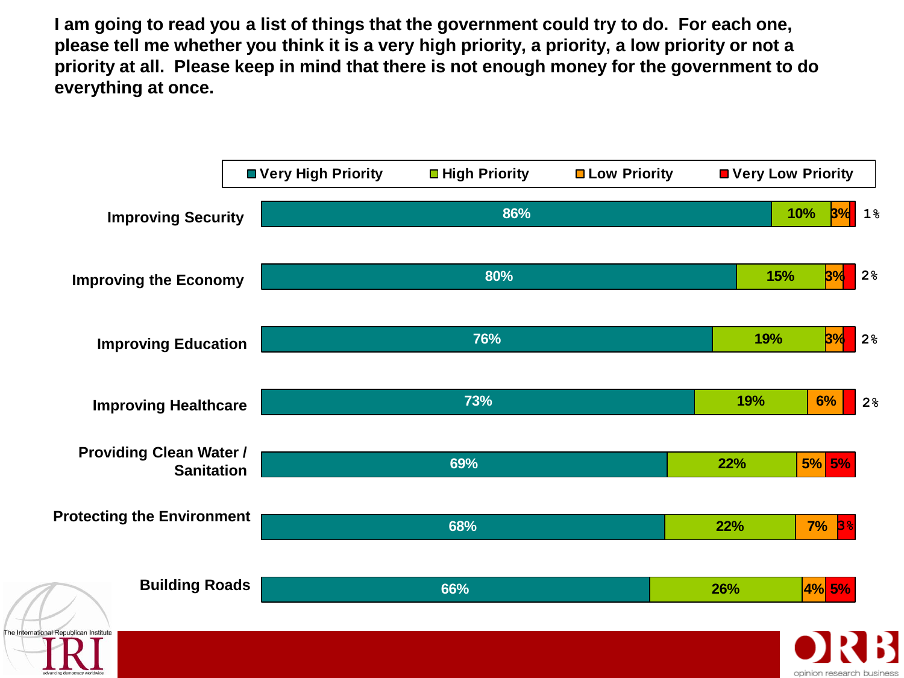**I am going to read you a list of things that the government could try to do. For each one, please tell me whether you think it is a very high priority, a priority, a low priority or not a priority at all. Please keep in mind that there is not enough money for the government to do everything at once.**

| | Very High Priority | High Priority | Low Priority | Very Low Priority |
|---|---|---|---|---|
| Improving Security | 86% | 10% | 3% | 1% |
| Improving the Economy | 80% | 15% | 3% | 2% |
| Improving Education | 76% | 19% | 3% | 2% |
| Improving Healthcare | 73% | 19% | 6% | 2% |
| Providing Clean Water / Sanitation | 69% | 22% | 5% | 5% |
| Protecting the Environment | 68% | 22% | 7% | 3% |
| Building Roads | 66% | 26% | 4% | 5% |

The International Republican Institute
IRI
advancing democracy worldwide

ORB
opinion research business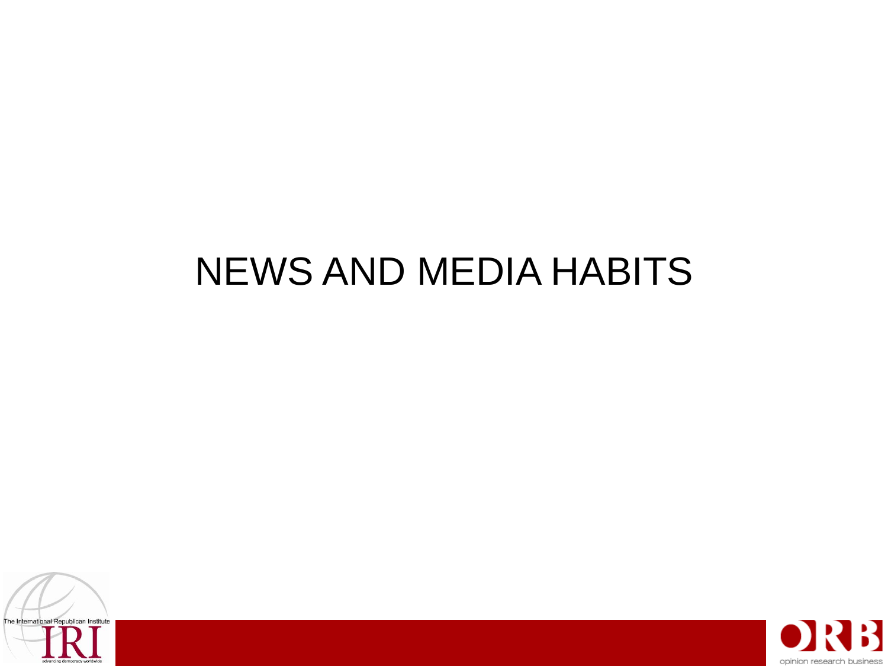# NEWS AND MEDIA HABITS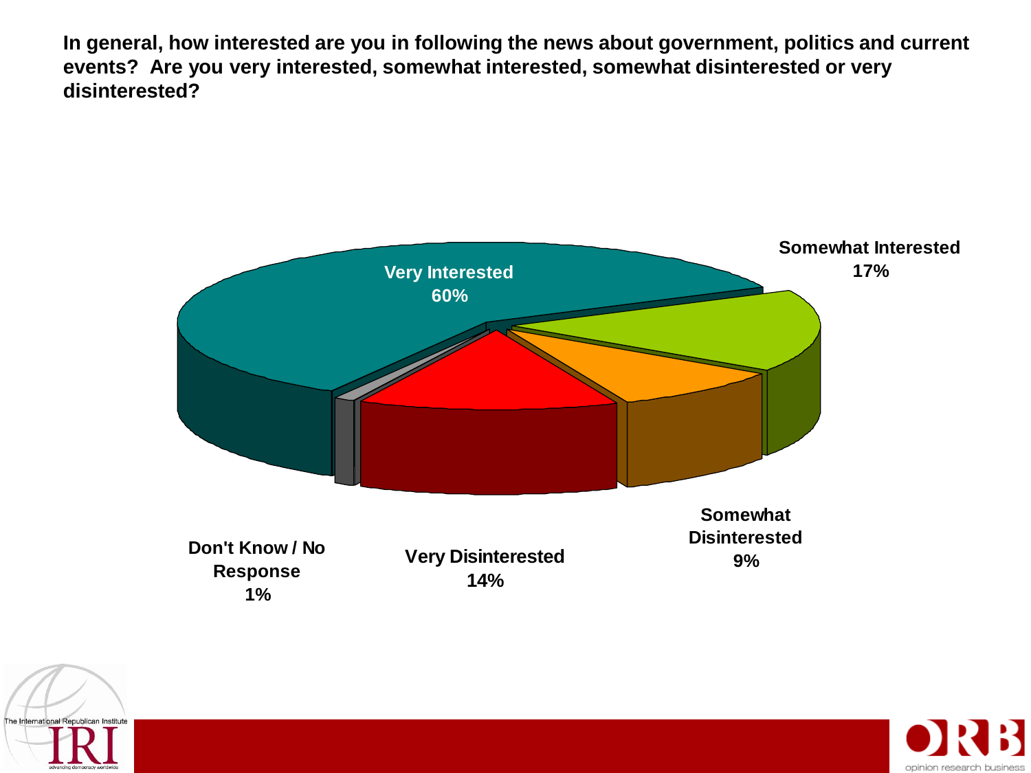**In general, how interested are you in following the news about government, politics and current events? Are you very interested, somewhat interested, somewhat disinterested or very disinterested?**

Very Interested 60%

Somewhat Interested 17%

Somewhat Disinterested 9%

Very Disinterested 14%

Don't Know / No Response 1%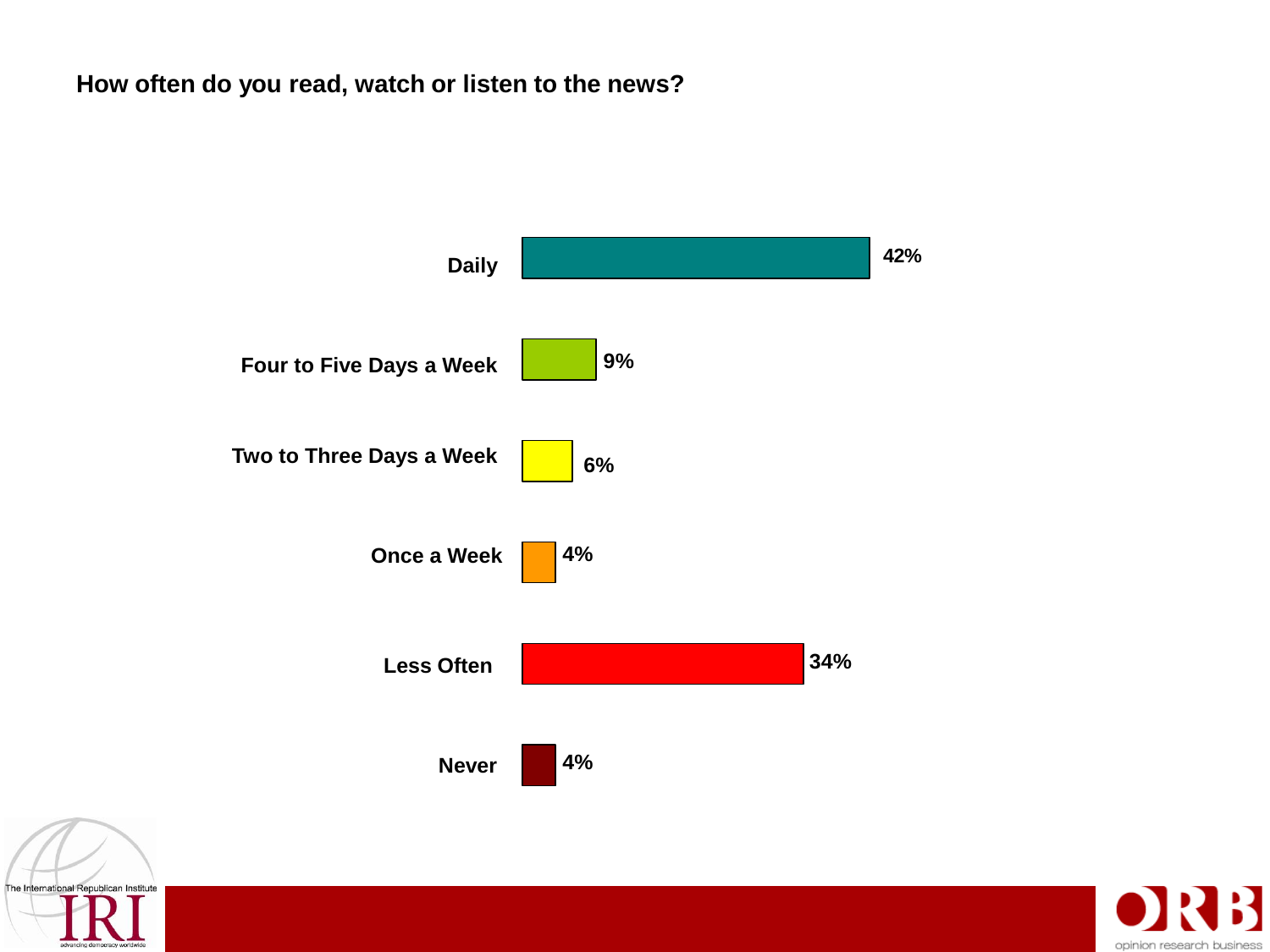**How often do you read, watch or listen to the news?**

| Response | Percentage |
|---|---|
| Daily | 42% |
| Four to Five Days a Week | 9% |
| Two to Three Days a Week | 6% |
| Once a Week | 4% |
| Less Often | 34% |
| Never | 4% |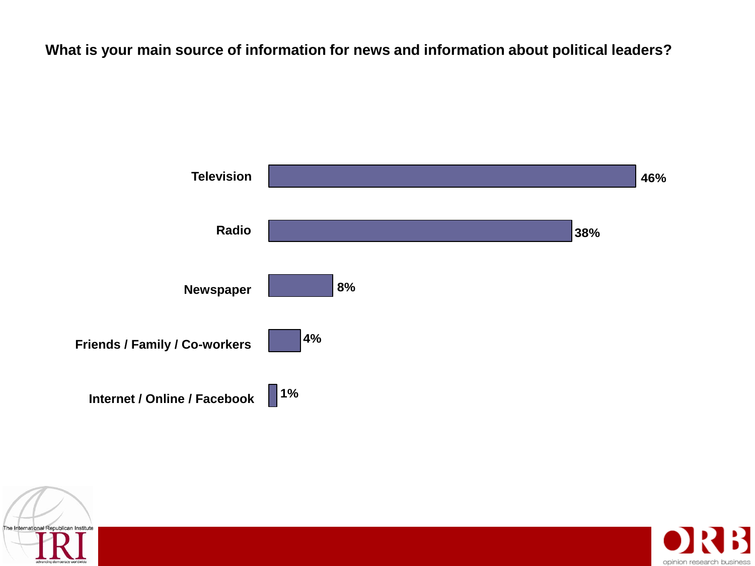**What is your main source of information for news and information about political leaders?**

| Source | Percentage |
| --- | --- |
| Television | 46% |
| Radio | 38% |
| Newspaper | 8% |
| Friends / Family / Co-workers | 4% |
| Internet / Online / Facebook | 1% |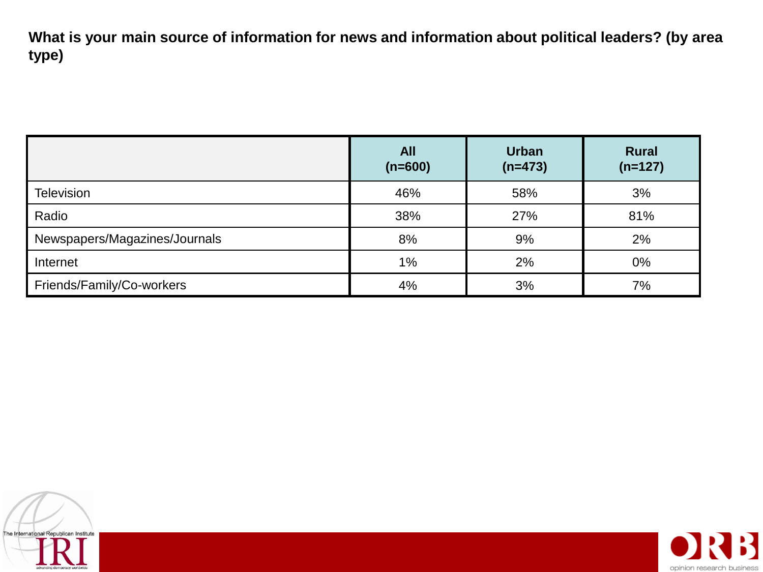**What is your main source of information for news and information about political leaders? (by area type)**

| | All (n=600) | Urban (n=473) | Rural (n=127) |
|---|---|---|---|
| Television | 46% | 58% | 3% |
| Radio | 38% | 27% | 81% |
| Newspapers/Magazines/Journals | 8% | 9% | 2% |
| Internet | 1% | 2% | 0% |
| Friends/Family/Co-workers | 4% | 3% | 7% |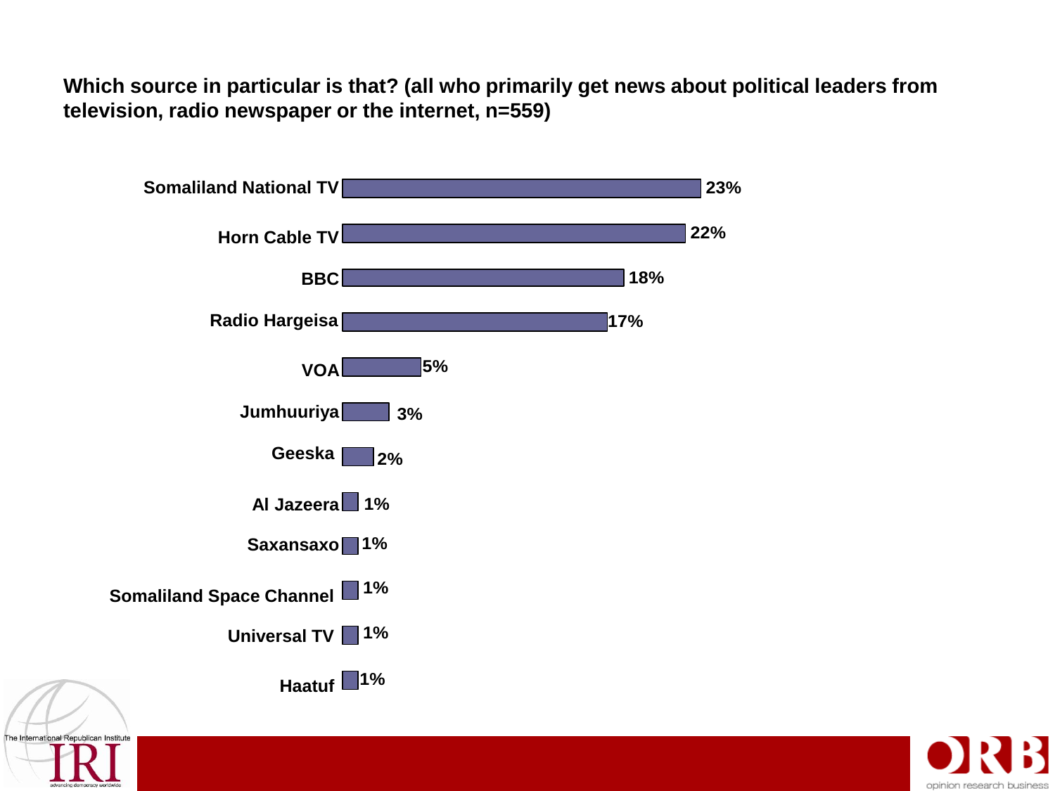**Which source in particular is that? (all who primarily get news about political leaders from television, radio newspaper or the internet, n=559)**

| Source | % |
|---|---|
| Somaliland National TV | 23% |
| Horn Cable TV | 22% |
| BBC | 18% |
| Radio Hargeisa | 17% |
| VOA | 5% |
| Jumhuuriya | 3% |
| Geeska | 2% |
| Al Jazeera | 1% |
| Saxansaxo | 1% |
| Somaliland Space Channel | 1% |
| Universal TV | 1% |
| Haatuf | 1% |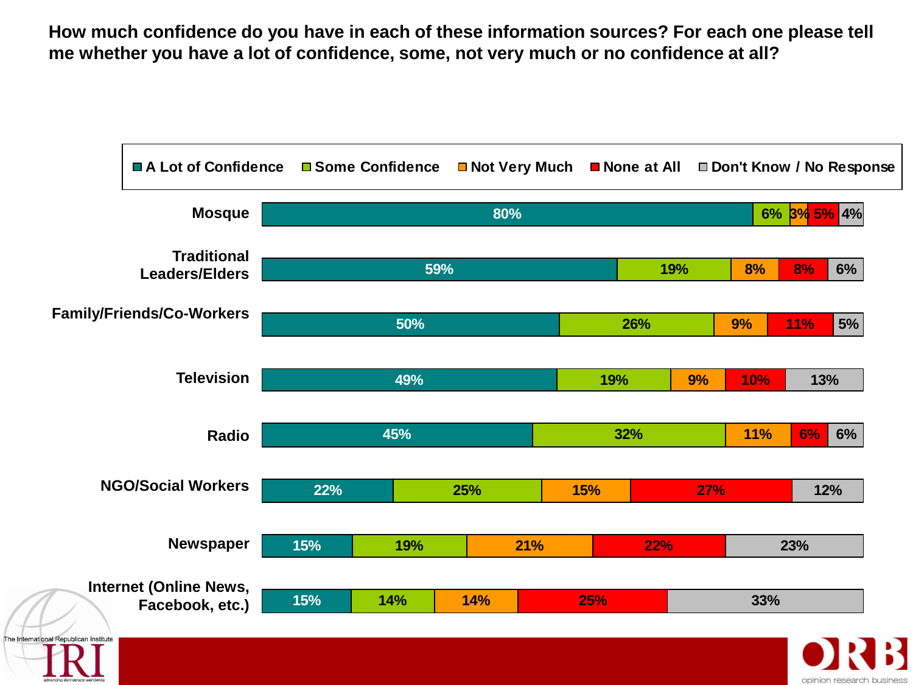**How much confidence do you have in each of these information sources? For each one please tell me whether you have a lot of confidence, some, not very much or no confidence at all?**

| | A Lot of Confidence | Some Confidence | Not Very Much | None at All | Don't Know / No Response |
|---|---|---|---|---|---|
| Mosque | 80% | 6% | 3% | 5% | 4% |
| Traditional Leaders/Elders | 59% | 19% | 8% | 8% | 6% |
| Family/Friends/Co-Workers | 50% | 26% | 9% | 11% | 5% |
| Television | 49% | 19% | 9% | 10% | 13% |
| Radio | 45% | 32% | 11% | 6% | 6% |
| NGO/Social Workers | 22% | 25% | 15% | 27% | 12% |
| Newspaper | 15% | 19% | 21% | 22% | 23% |
| Internet (Online News, Facebook, etc.) | 15% | 14% | 14% | 25% | 33% |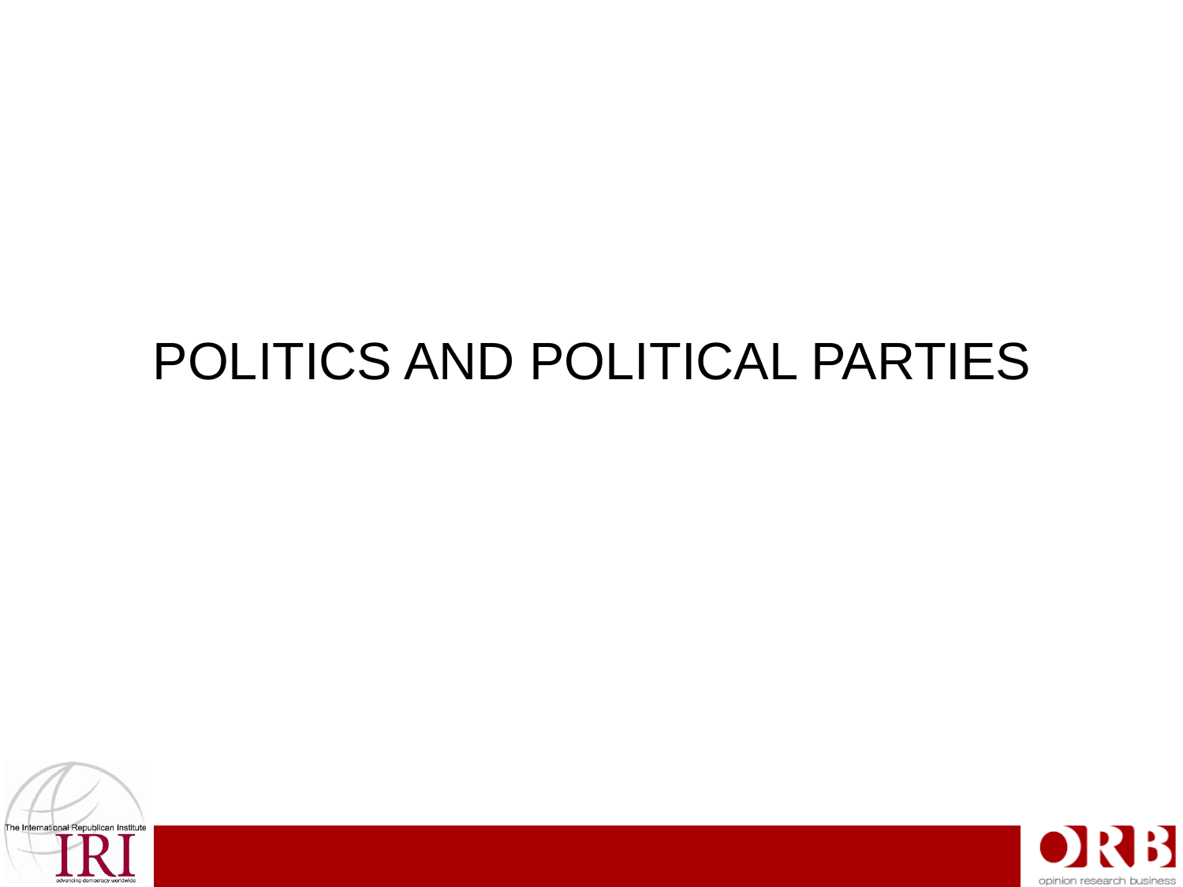# POLITICS AND POLITICAL PARTIES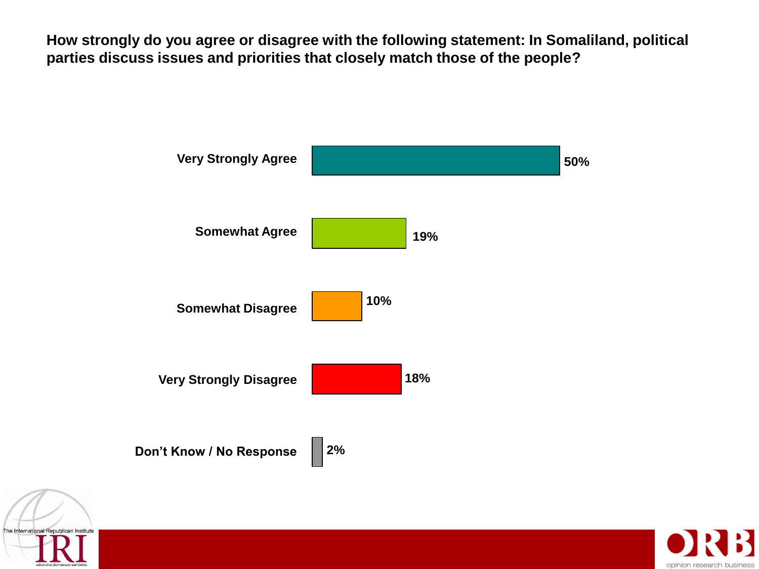**How strongly do you agree or disagree with the following statement: In Somaliland, political parties discuss issues and priorities that closely match those of the people?**

| Response | Percentage |
|---|---|
| Very Strongly Agree | 50% |
| Somewhat Agree | 19% |
| Somewhat Disagree | 10% |
| Very Strongly Disagree | 18% |
| Don't Know / No Response | 2% |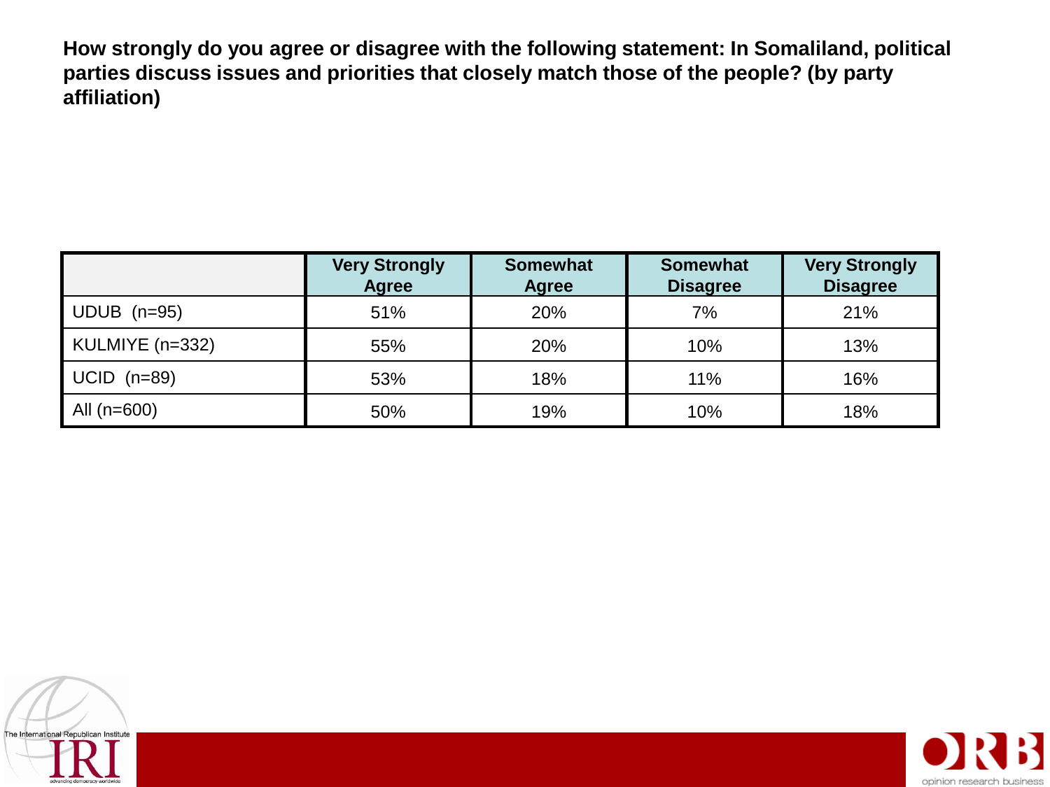**How strongly do you agree or disagree with the following statement: In Somaliland, political parties discuss issues and priorities that closely match those of the people? (by party affiliation)**

| | Very Strongly Agree | Somewhat Agree | Somewhat Disagree | Very Strongly Disagree |
|---|---|---|---|---|
| UDUB (n=95) | 51% | 20% | 7% | 21% |
| KULMIYE (n=332) | 55% | 20% | 10% | 13% |
| UCID (n=89) | 53% | 18% | 11% | 16% |
| All (n=600) | 50% | 19% | 10% | 18% |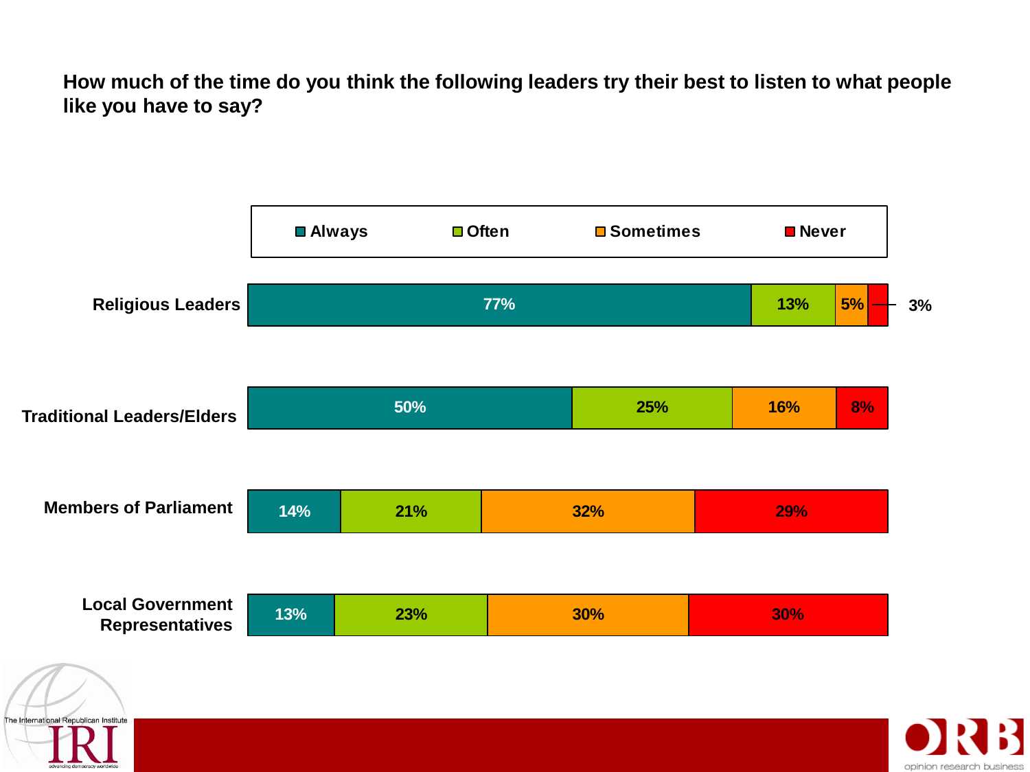**How much of the time do you think the following leaders try their best to listen to what people like you have to say?**

| | Always | Often | Sometimes | Never |
|---|---|---|---|---|
| Religious Leaders | 77% | 13% | 5% | 3% |
| Traditional Leaders/Elders | 50% | 25% | 16% | 8% |
| Members of Parliament | 14% | 21% | 32% | 29% |
| Local Government Representatives | 13% | 23% | 30% | 30% |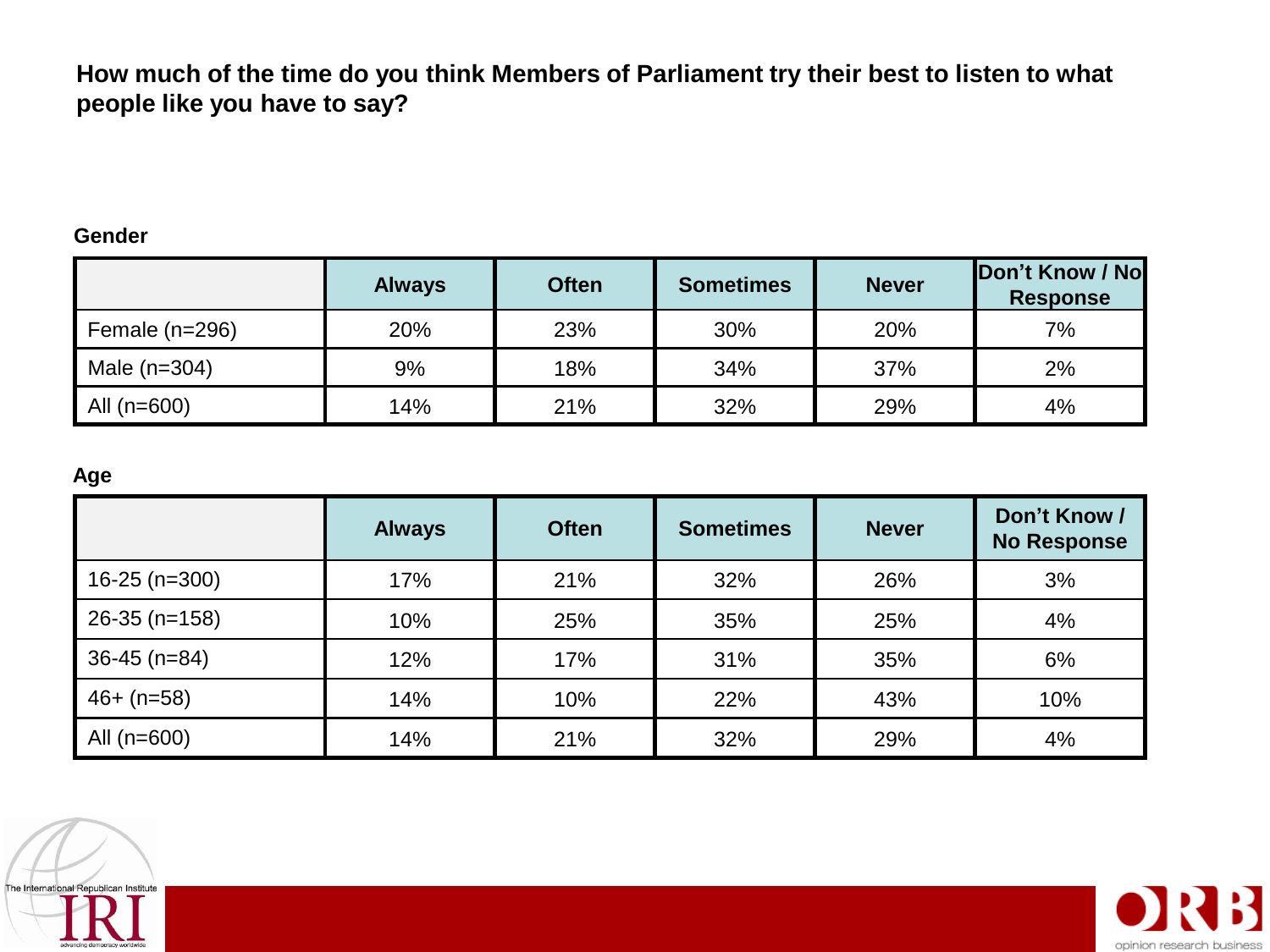**How much of the time do you think Members of Parliament try their best to listen to what people like you have to say?**

**Gender**

| | Always | Often | Sometimes | Never | Don't Know / No Response |
|---|---|---|---|---|---|
| Female (n=296) | 20% | 23% | 30% | 20% | 7% |
| Male (n=304) | 9% | 18% | 34% | 37% | 2% |
| All (n=600) | 14% | 21% | 32% | 29% | 4% |

**Age**

| | Always | Often | Sometimes | Never | Don't Know / No Response |
|---|---|---|---|---|---|
| 16-25 (n=300) | 17% | 21% | 32% | 26% | 3% |
| 26-35 (n=158) | 10% | 25% | 35% | 25% | 4% |
| 36-45 (n=84) | 12% | 17% | 31% | 35% | 6% |
| 46+ (n=58) | 14% | 10% | 22% | 43% | 10% |
| All (n=600) | 14% | 21% | 32% | 29% | 4% |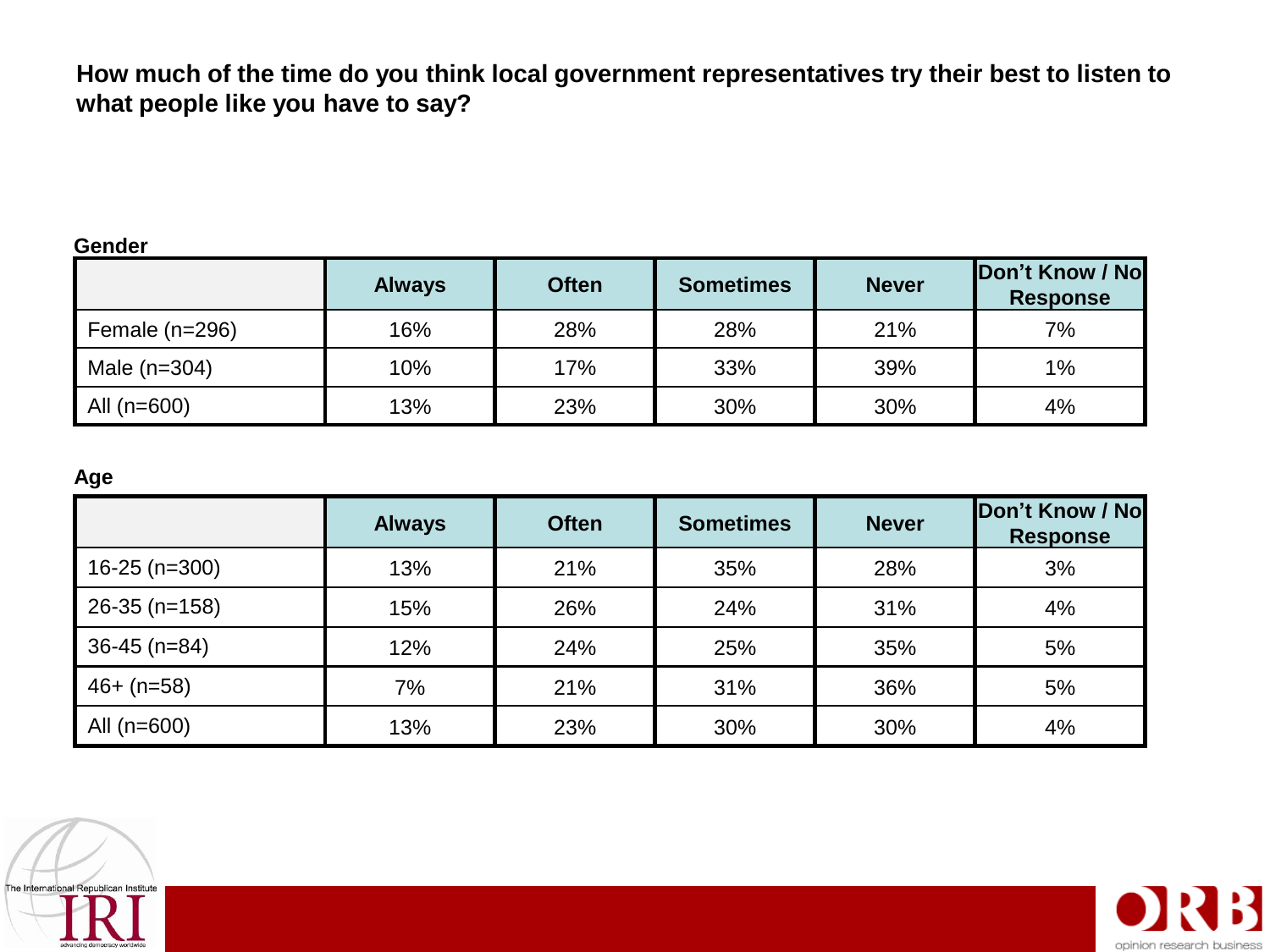**How much of the time do you think local government representatives try their best to listen to what people like you have to say?**

**Gender**

| | Always | Often | Sometimes | Never | Don't Know / No Response |
|---|---|---|---|---|---|
| Female (n=296) | 16% | 28% | 28% | 21% | 7% |
| Male (n=304) | 10% | 17% | 33% | 39% | 1% |
| All (n=600) | 13% | 23% | 30% | 30% | 4% |

**Age**

| | Always | Often | Sometimes | Never | Don't Know / No Response |
|---|---|---|---|---|---|
| 16-25 (n=300) | 13% | 21% | 35% | 28% | 3% |
| 26-35 (n=158) | 15% | 26% | 24% | 31% | 4% |
| 36-45 (n=84) | 12% | 24% | 25% | 35% | 5% |
| 46+ (n=58) | 7% | 21% | 31% | 36% | 5% |
| All (n=600) | 13% | 23% | 30% | 30% | 4% |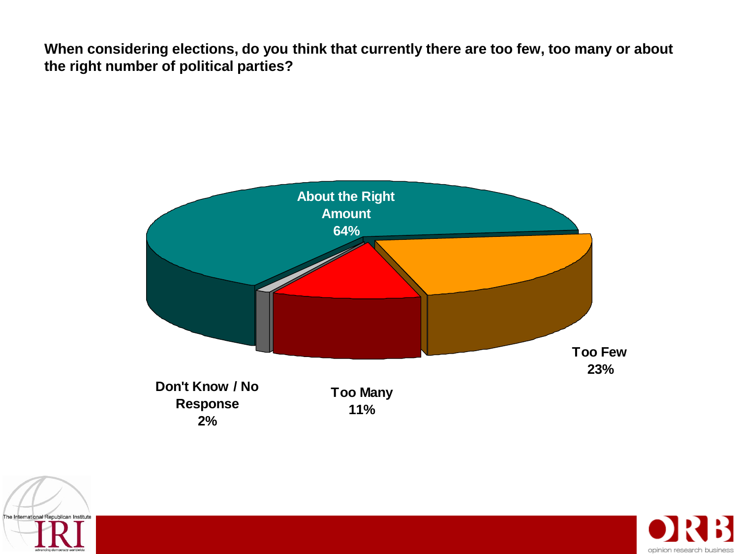**When considering elections, do you think that currently there are too few, too many or about the right number of political parties?**

**About the Right Amount 64%**

**Too Few 23%**

**Too Many 11%**

**Don't Know / No Response 2%**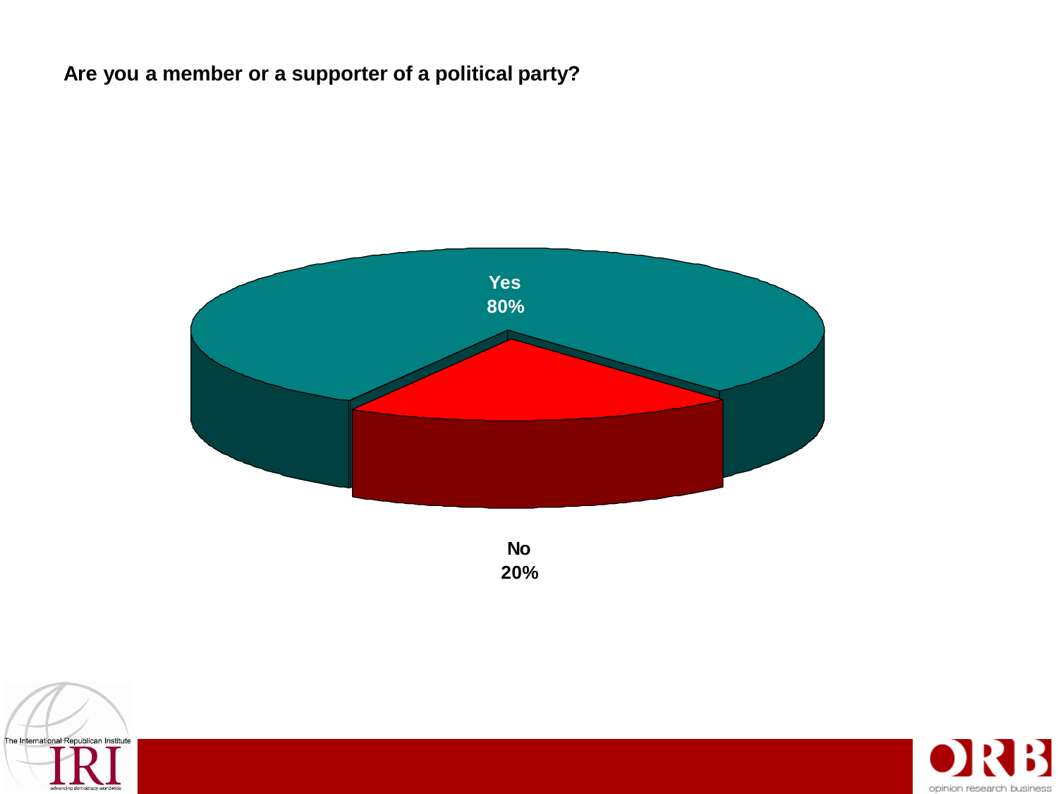**Are you a member or a supporter of a political party?**

Yes
80%

No
20%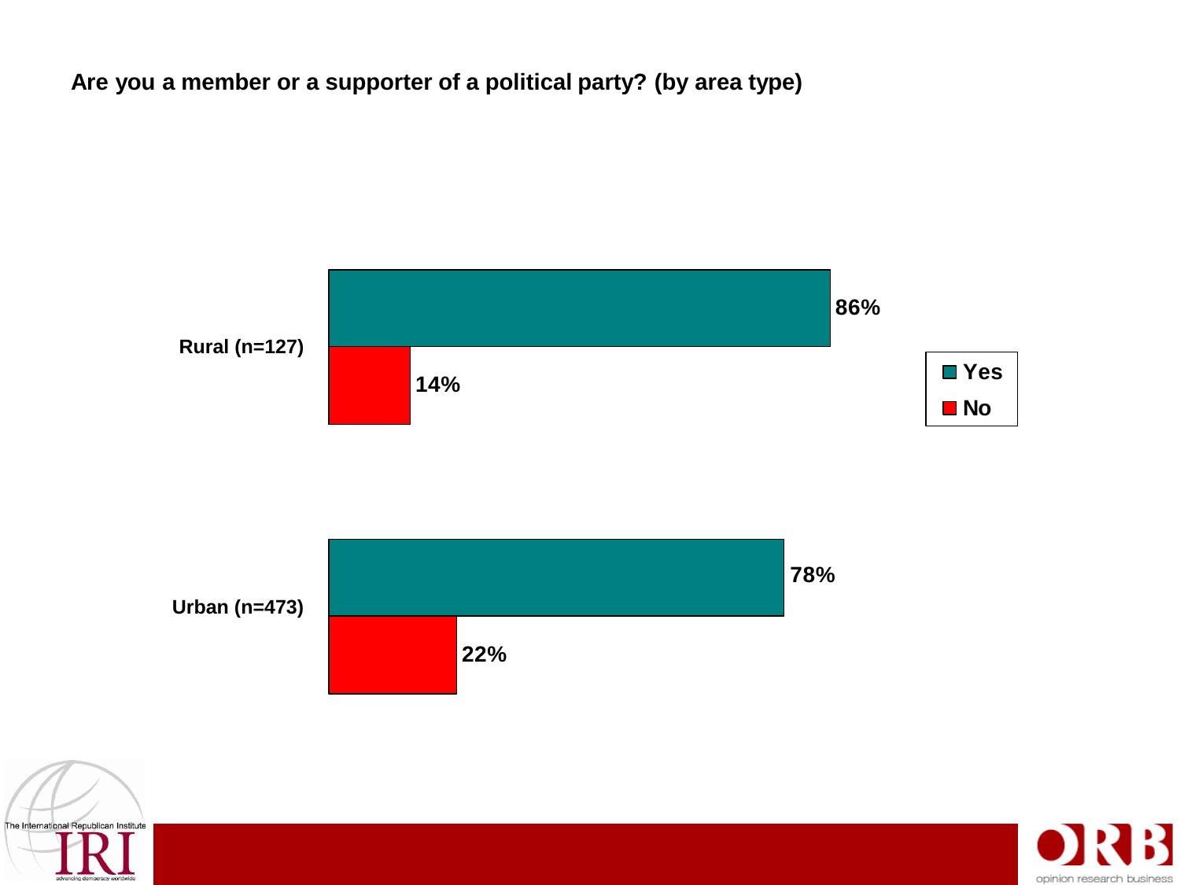**Are you a member or a supporter of a political party? (by area type)**

| | Yes | No |
|---|---|---|
| Rural (n=127) | 86% | 14% |
| Urban (n=473) | 78% | 22% |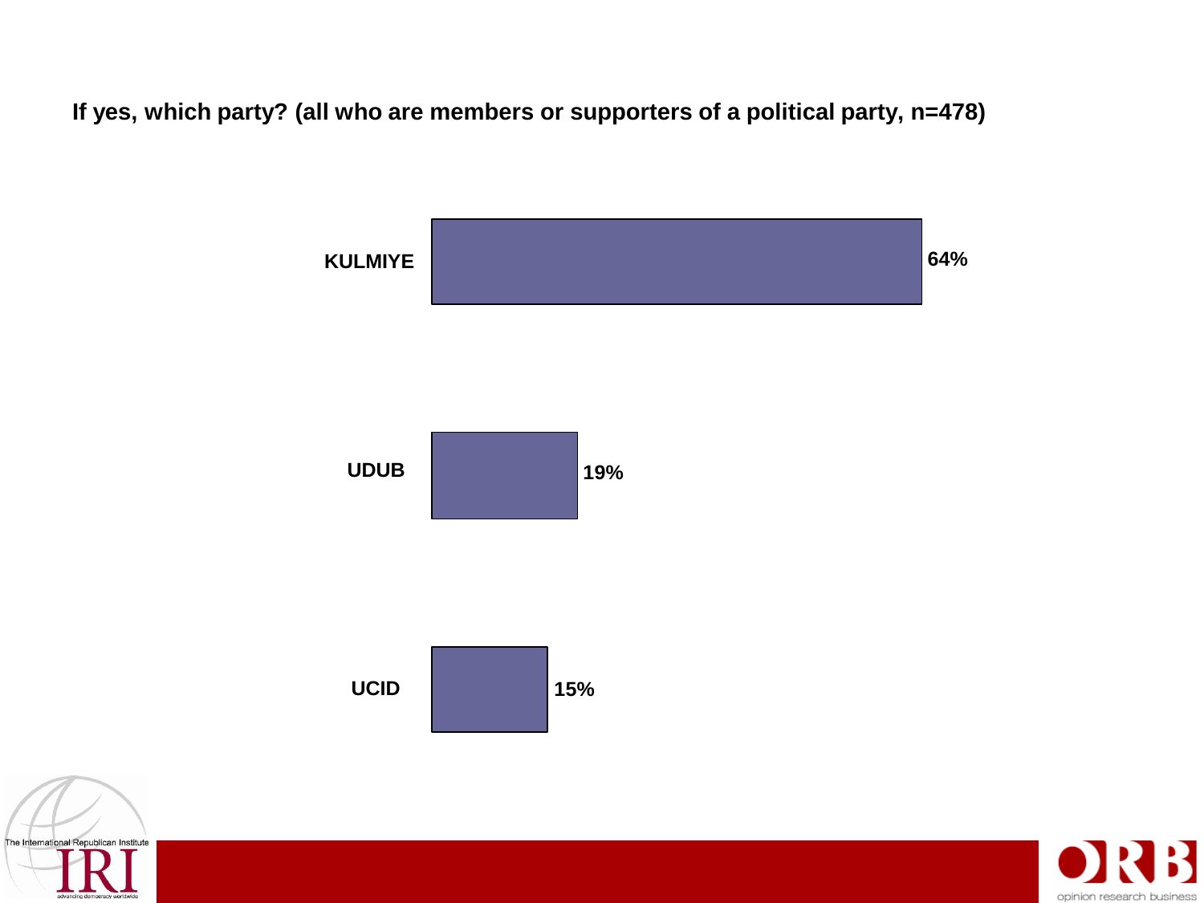**If yes, which party? (all who are members or supporters of a political party, n=478)**

| Party | Percentage |
| --- | --- |
| KULMIYE | 64% |
| UDUB | 19% |
| UCID | 15% |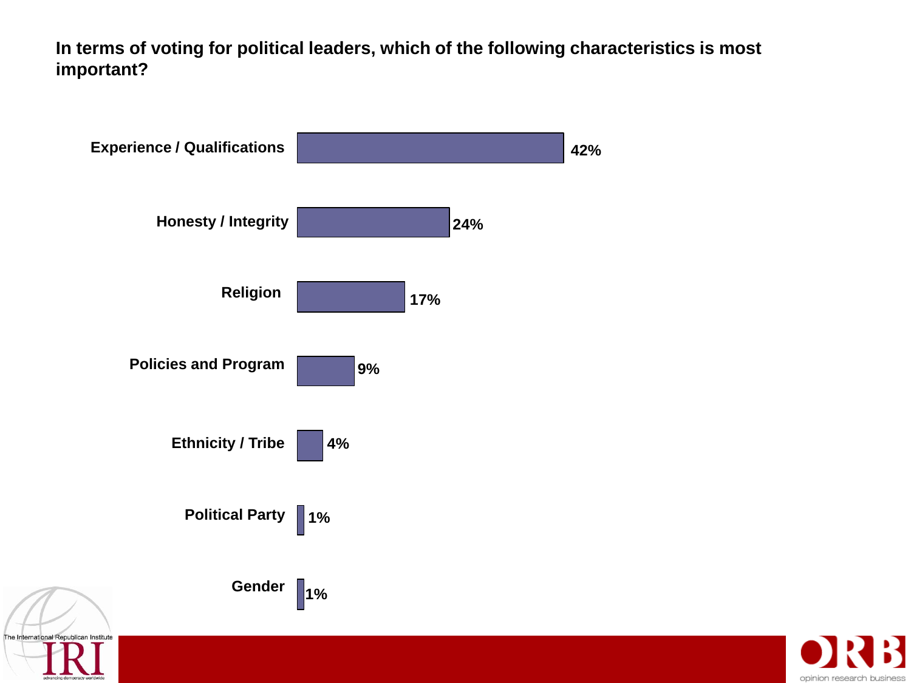**In terms of voting for political leaders, which of the following characteristics is most important?**

| Characteristic | Percentage |
| --- | --- |
| Experience / Qualifications | 42% |
| Honesty / Integrity | 24% |
| Religion | 17% |
| Policies and Program | 9% |
| Ethnicity / Tribe | 4% |
| Political Party | 1% |
| Gender | 1% |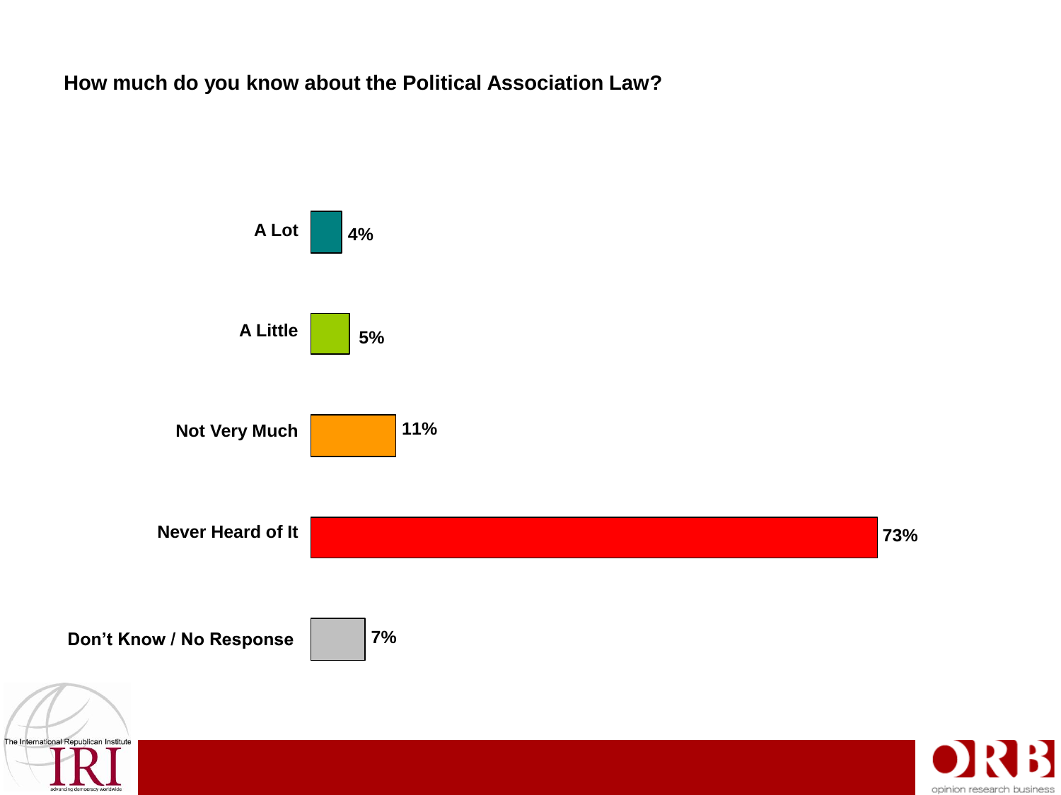**How much do you know about the Political Association Law?**

| Response | Percentage |
|---|---|
| A Lot | 4% |
| A Little | 5% |
| Not Very Much | 11% |
| Never Heard of It | 73% |
| Don't Know / No Response | 7% |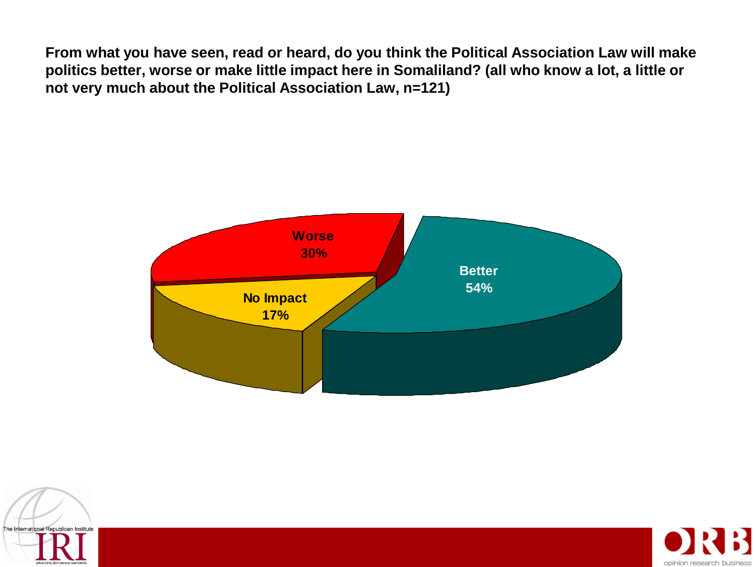**From what you have seen, read or heard, do you think the Political Association Law will make politics better, worse or make little impact here in Somaliland? (all who know a lot, a little or not very much about the Political Association Law, n=121)**

| Response | Percent |
|---|---|
| Better | 54% |
| Worse | 30% |
| No Impact | 17% |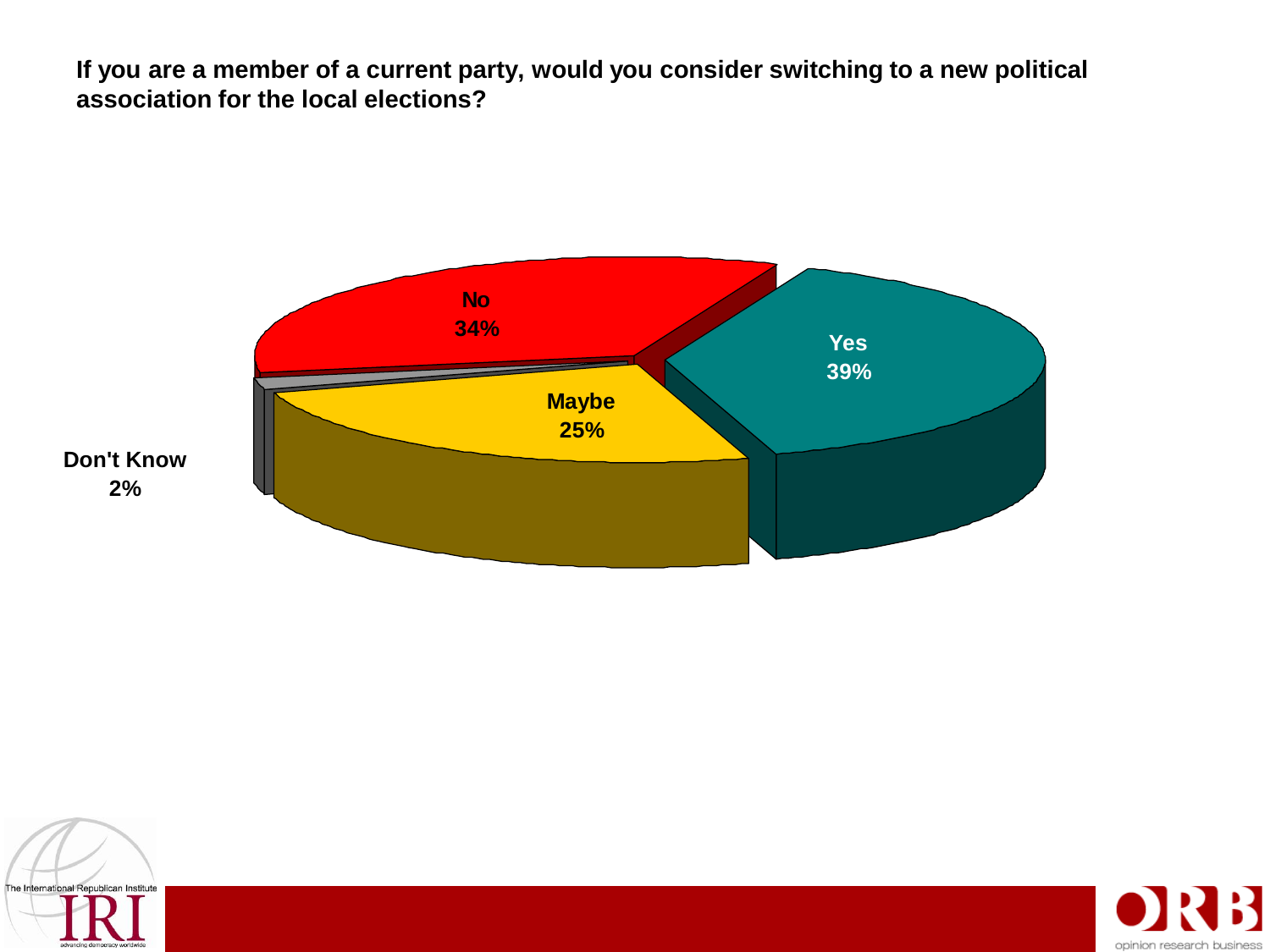**If you are a member of a current party, would you consider switching to a new political association for the local elections?**

| Response | Percentage |
| --- | --- |
| Yes | 39% |
| No | 34% |
| Maybe | 25% |
| Don't Know | 2% |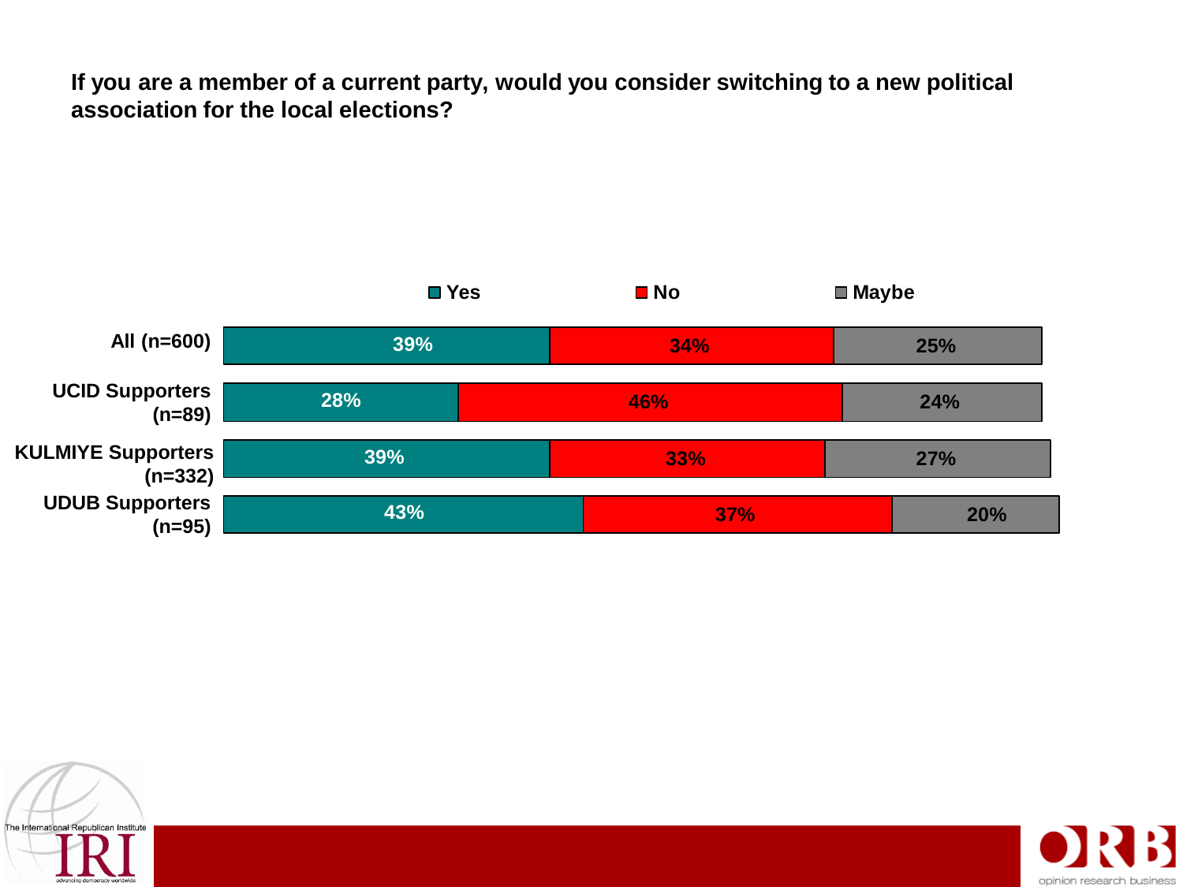**If you are a member of a current party, would you consider switching to a new political association for the local elections?**

| | Yes | No | Maybe |
|---|---|---|---|
| All (n=600) | 39% | 34% | 25% |
| UCID Supporters (n=89) | 28% | 46% | 24% |
| KULMIYE Supporters (n=332) | 39% | 33% | 27% |
| UDUB Supporters (n=95) | 43% | 37% | 20% |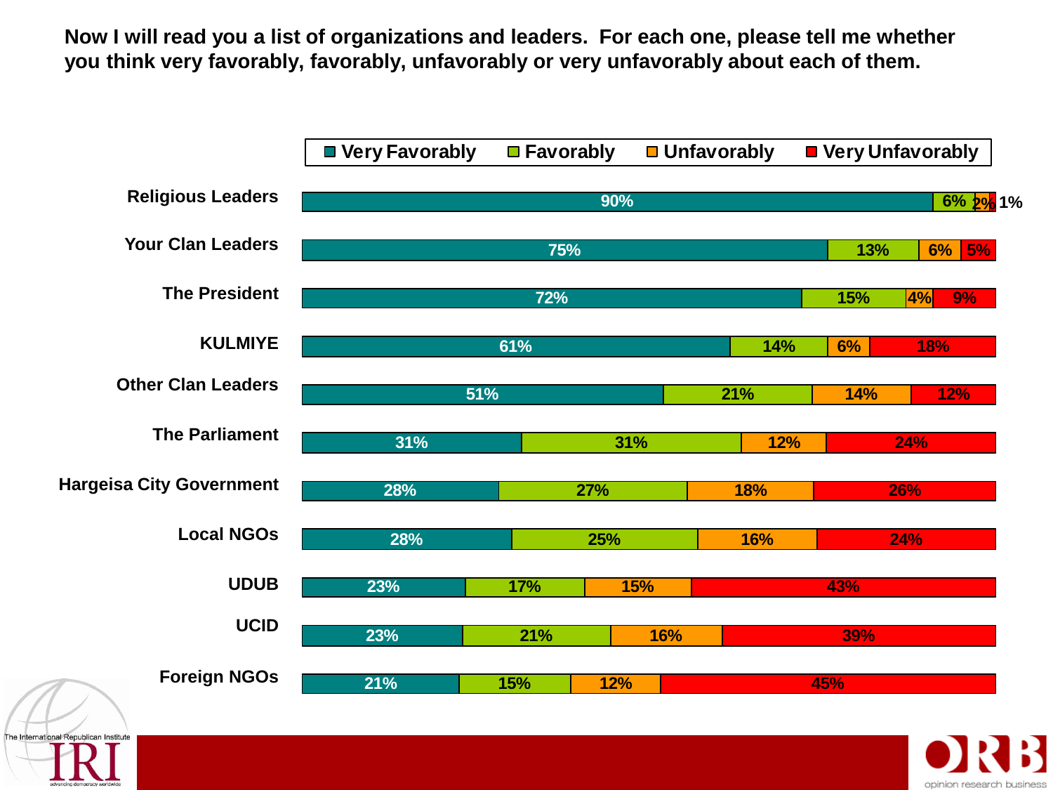**Now I will read you a list of organizations and leaders. For each one, please tell me whether you think very favorably, favorably, unfavorably or very unfavorably about each of them.**

| | Very Favorably | Favorably | Unfavorably | Very Unfavorably |
|---|---|---|---|---|
| Religious Leaders | 90% | 6% | 2% | 1% |
| Your Clan Leaders | 75% | 13% | 6% | 5% |
| The President | 72% | 15% | 4% | 9% |
| KULMIYE | 61% | 14% | 6% | 18% |
| Other Clan Leaders | 51% | 21% | 14% | 12% |
| The Parliament | 31% | 31% | 12% | 24% |
| Hargeisa City Government | 28% | 27% | 18% | 26% |
| Local NGOs | 28% | 25% | 16% | 24% |
| UDUB | 23% | 17% | 15% | 43% |
| UCID | 23% | 21% | 16% | 39% |
| Foreign NGOs | 21% | 15% | 12% | 45% |

The International Republican Institute – IRI – advancing democracy worldwide

ORB – opinion research business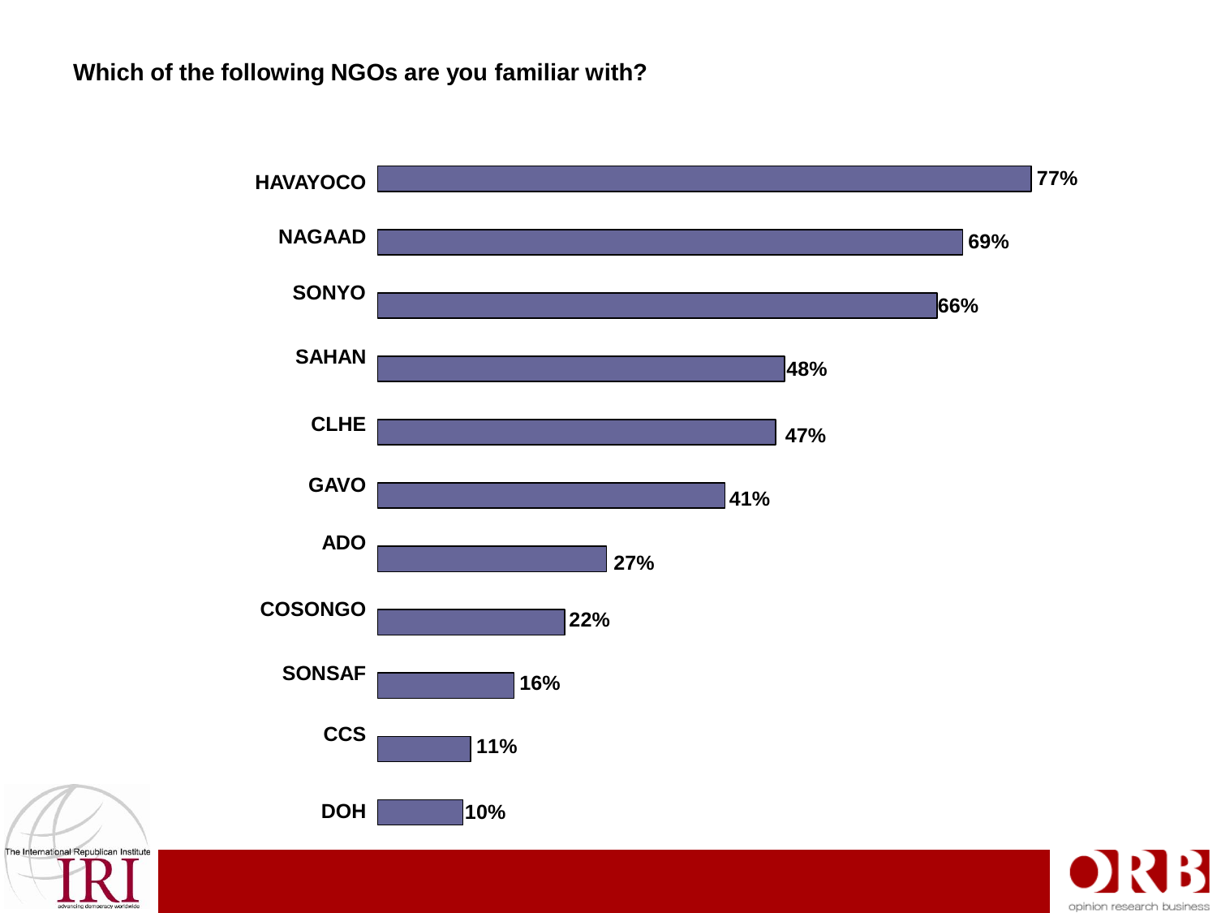**Which of the following NGOs are you familiar with?**

| NGO | % |
|---|---|
| HAVAYOCO | 77% |
| NAGAAD | 69% |
| SONYO | 66% |
| SAHAN | 48% |
| CLHE | 47% |
| GAVO | 41% |
| ADO | 27% |
| COSONGO | 22% |
| SONSAF | 16% |
| CCS | 11% |
| DOH | 10% |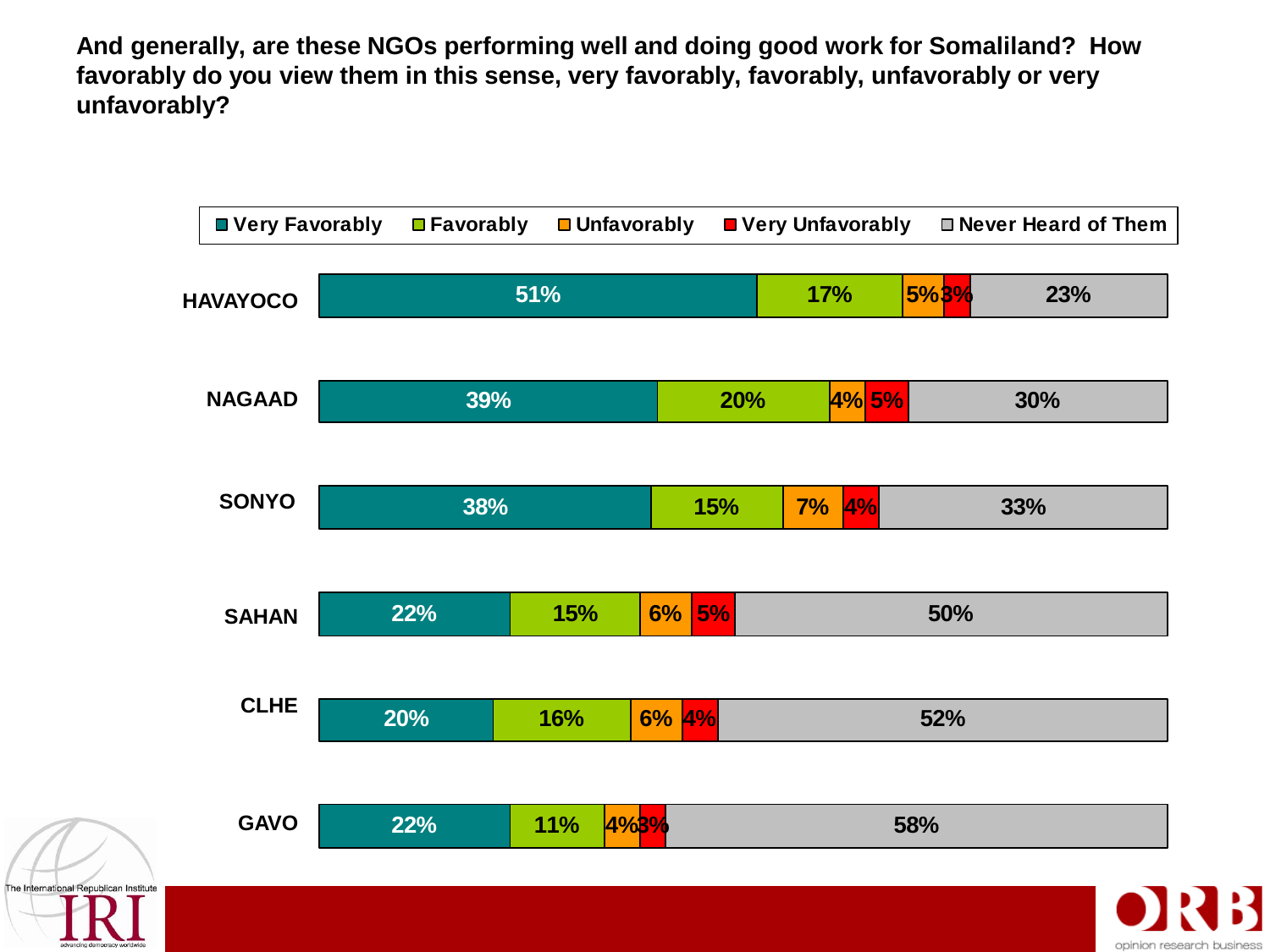**And generally, are these NGOs performing well and doing good work for Somaliland? How favorably do you view them in this sense, very favorably, favorably, unfavorably or very unfavorably?**

| | Very Favorably | Favorably | Unfavorably | Very Unfavorably | Never Heard of Them |
|---|---|---|---|---|---|
| HAVAYOCO | 51% | 17% | 5% | 3% | 23% |
| NAGAAD | 39% | 20% | 4% | 5% | 30% |
| SONYO | 38% | 15% | 7% | 4% | 33% |
| SAHAN | 22% | 15% | 6% | 5% | 50% |
| CLHE | 20% | 16% | 6% | 4% | 52% |
| GAVO | 22% | 11% | 4% | 3% | 58% |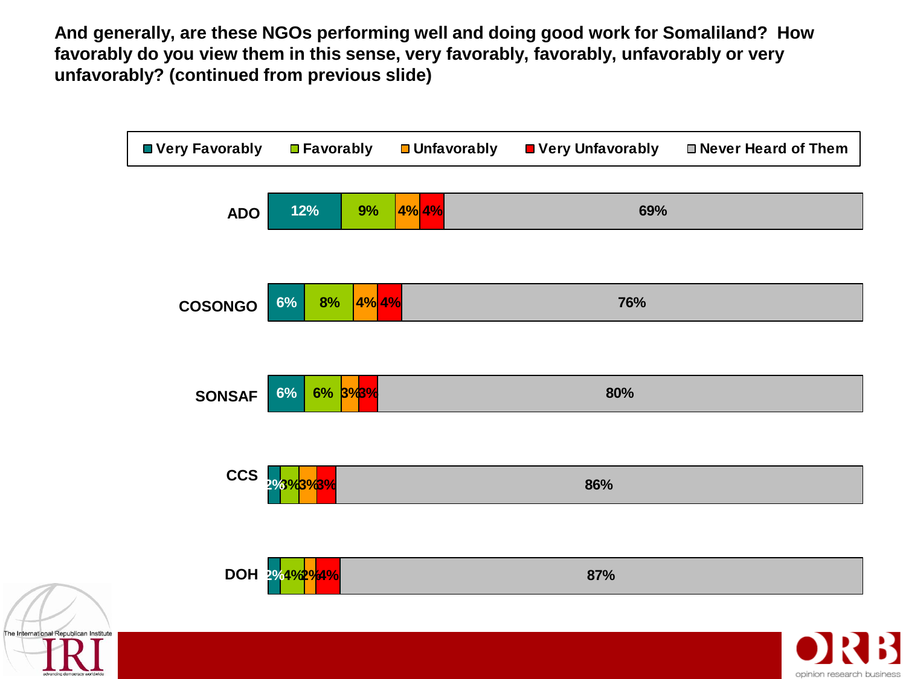**And generally, are these NGOs performing well and doing good work for Somaliland? How favorably do you view them in this sense, very favorably, favorably, unfavorably or very unfavorably? (continued from previous slide)**

| | Very Favorably | Favorably | Unfavorably | Very Unfavorably | Never Heard of Them |
|---|---|---|---|---|---|
| ADO | 12% | 9% | 4% | 4% | 69% |
| COSONGO | 6% | 8% | 4% | 4% | 76% |
| SONSAF | 6% | 6% | 3% | 3% | 80% |
| CCS | 2% | 3% | 3% | 3% | 86% |
| DOH | 2% | 4% | 2% | 4% | 87% |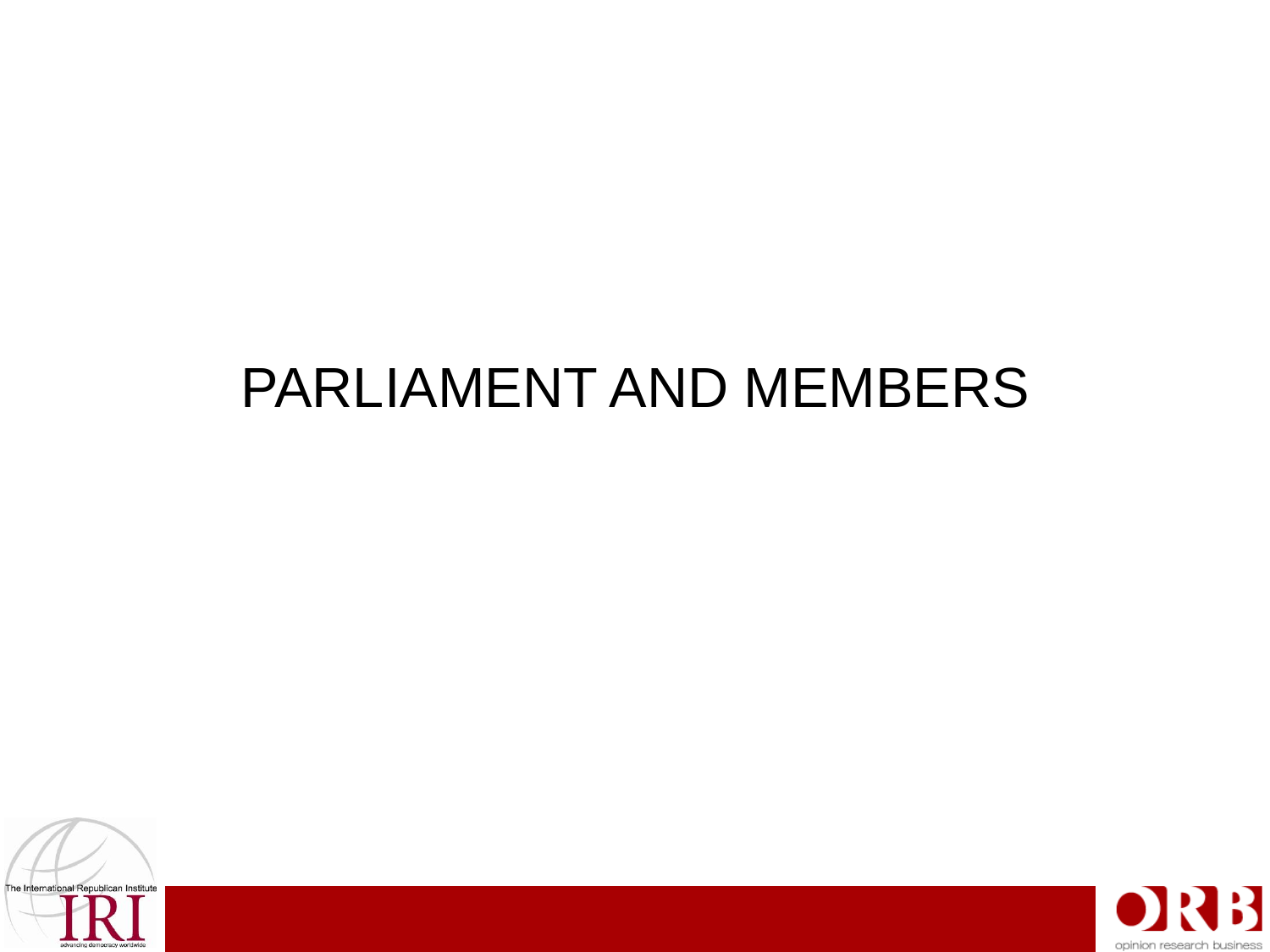# PARLIAMENT AND MEMBERS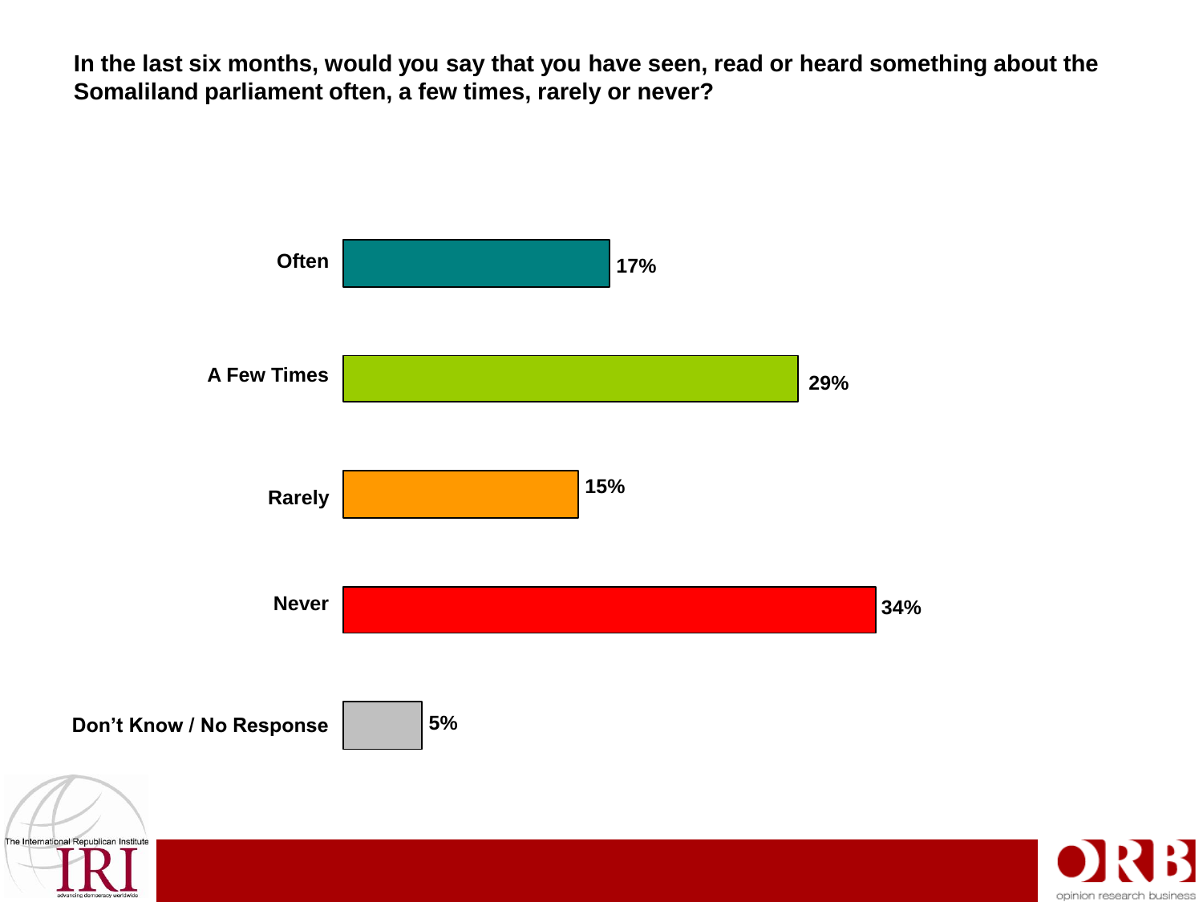**In the last six months, would you say that you have seen, read or heard something about the Somaliland parliament often, a few times, rarely or never?**

| Response | Percentage |
| --- | --- |
| Often | 17% |
| A Few Times | 29% |
| Rarely | 15% |
| Never | 34% |
| Don't Know / No Response | 5% |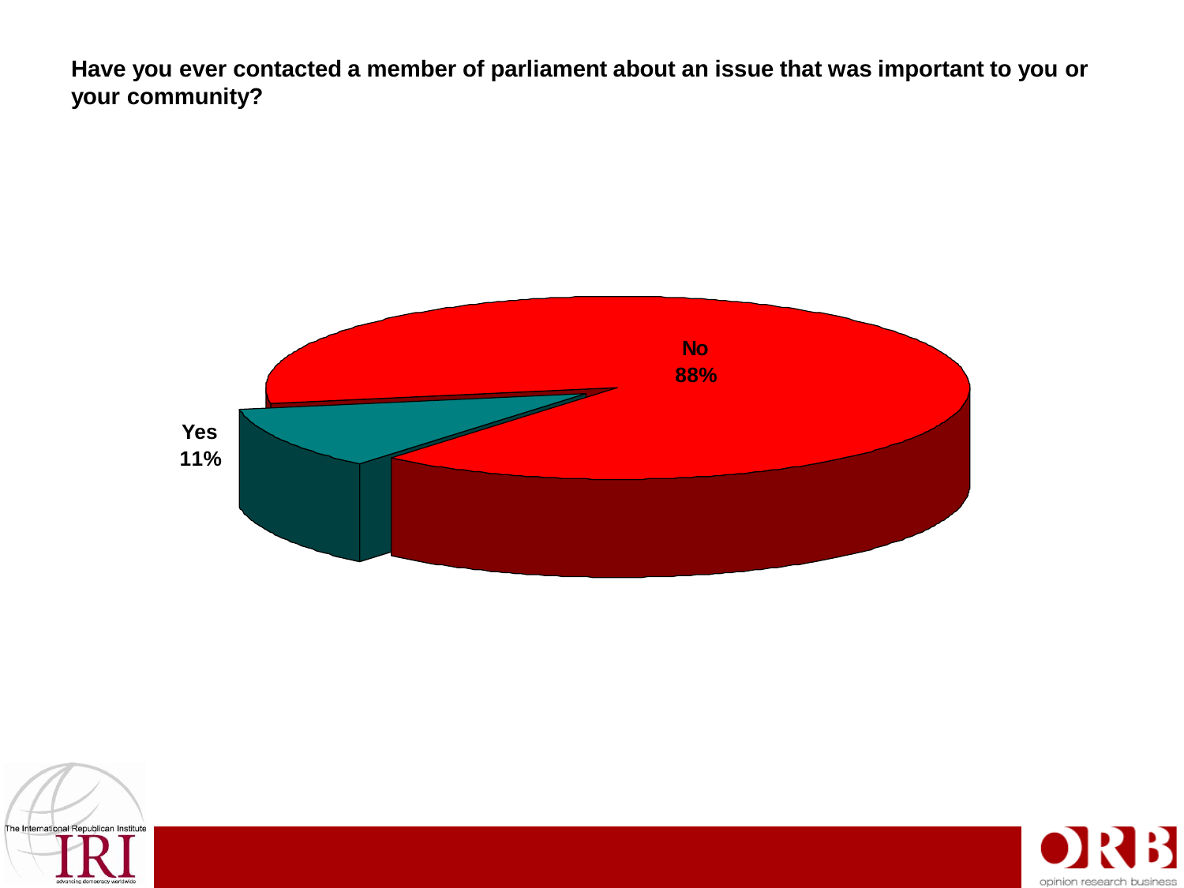**Have you ever contacted a member of parliament about an issue that was important to you or your community?**

No
88%

Yes
11%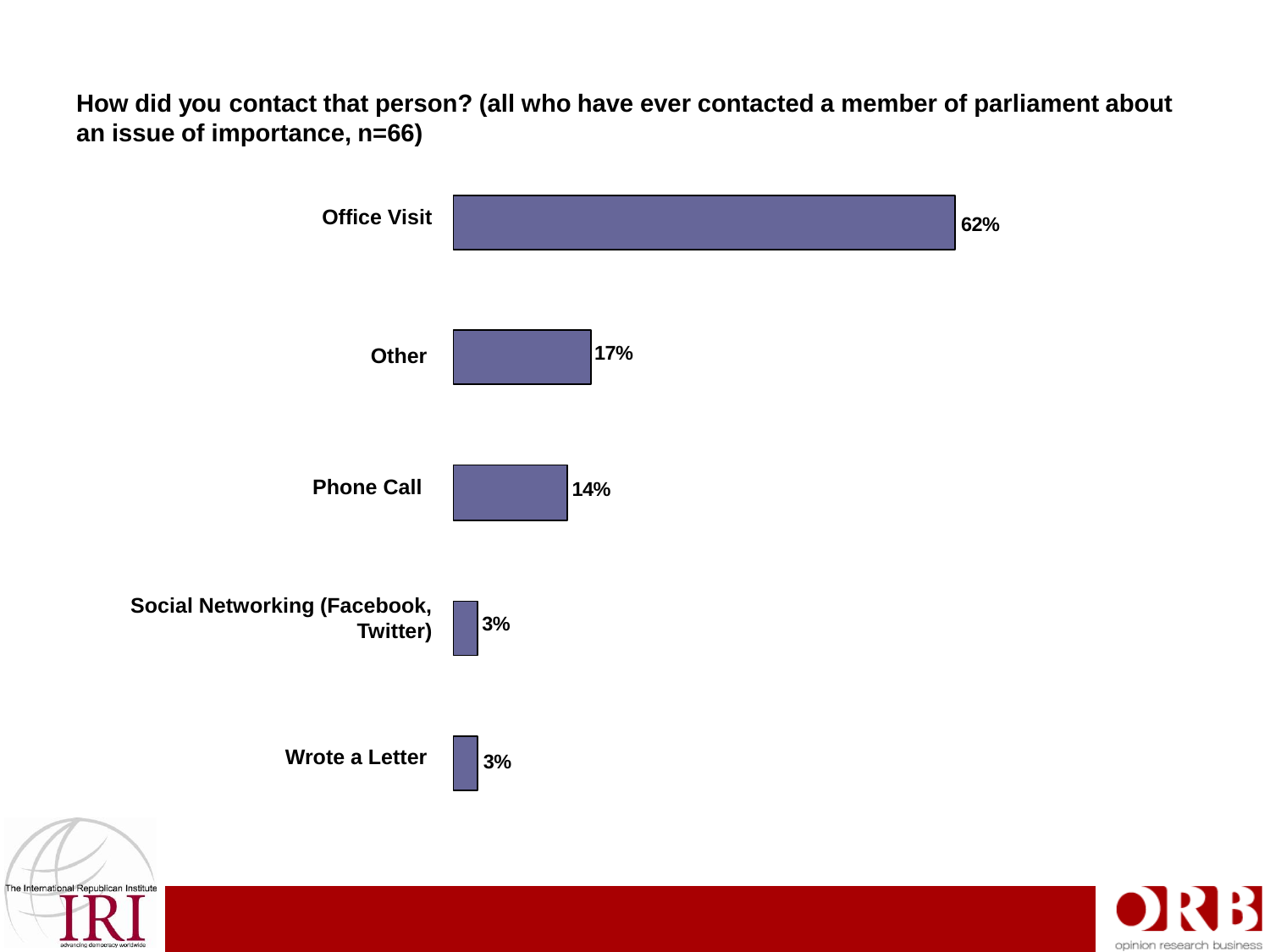**How did you contact that person? (all who have ever contacted a member of parliament about an issue of importance, n=66)**

| Method | Percentage |
| --- | --- |
| Office Visit | 62% |
| Other | 17% |
| Phone Call | 14% |
| Social Networking (Facebook, Twitter) | 3% |
| Wrote a Letter | 3% |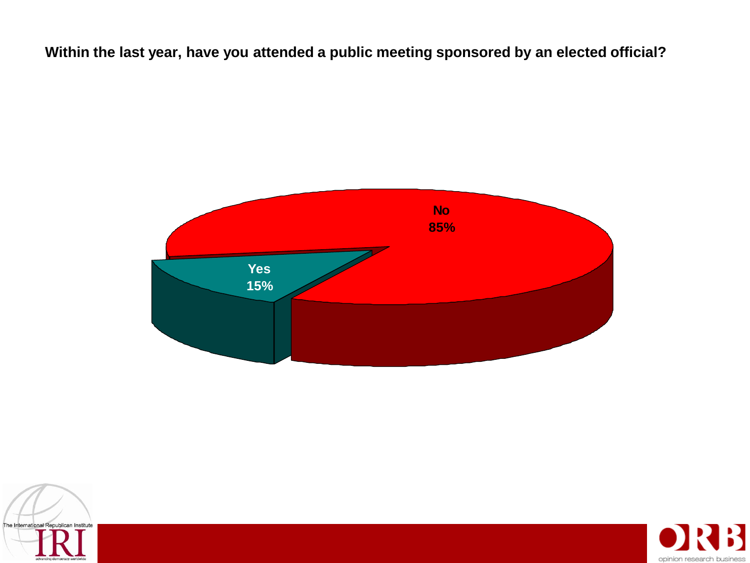**Within the last year, have you attended a public meeting sponsored by an elected official?**

No 85%

Yes 15%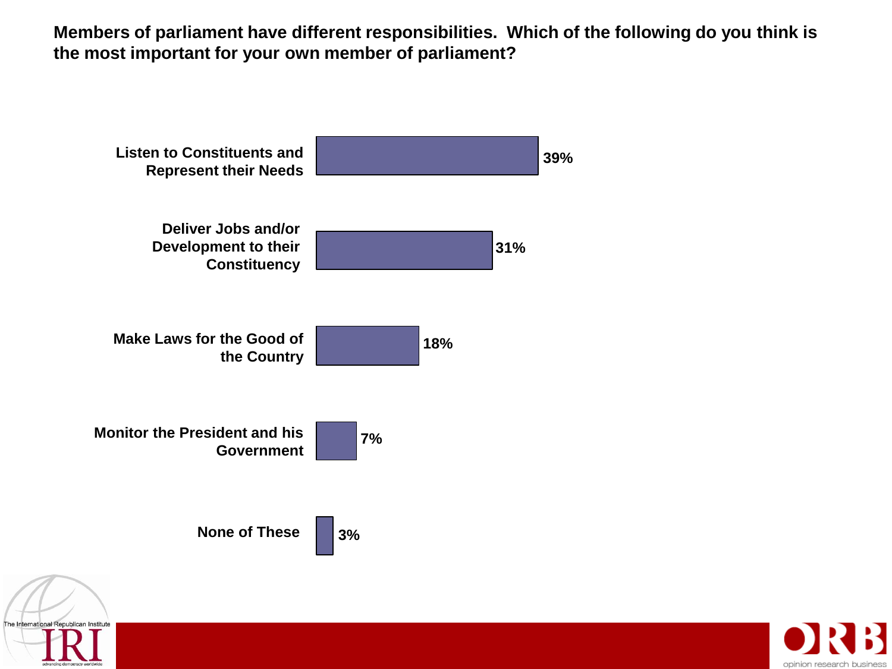**Members of parliament have different responsibilities. Which of the following do you think is the most important for your own member of parliament?**

| Response | % |
|---|---|
| Listen to Constituents and Represent their Needs | 39% |
| Deliver Jobs and/or Development to their Constituency | 31% |
| Make Laws for the Good of the Country | 18% |
| Monitor the President and his Government | 7% |
| None of These | 3% |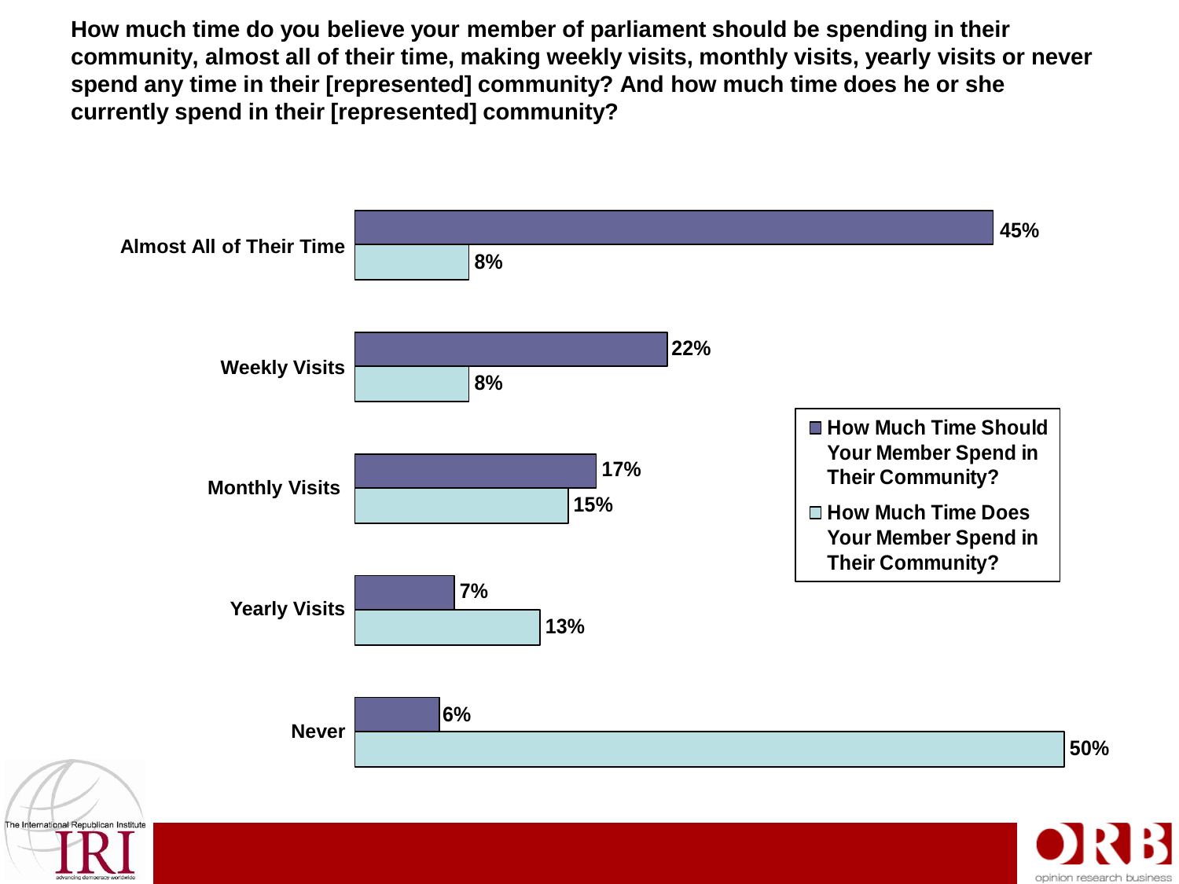**How much time do you believe your member of parliament should be spending in their community, almost all of their time, making weekly visits, monthly visits, yearly visits or never spend any time in their [represented] community? And how much time does he or she currently spend in their [represented] community?**

| | How Much Time Should Your Member Spend in Their Community? | How Much Time Does Your Member Spend in Their Community? |
|---|---|---|
| Almost All of Their Time | 45% | 8% |
| Weekly Visits | 22% | 8% |
| Monthly Visits | 17% | 15% |
| Yearly Visits | 7% | 13% |
| Never | 6% | 50% |

The International Republican Institute IRI advancing democracy worldwide

ORB opinion research business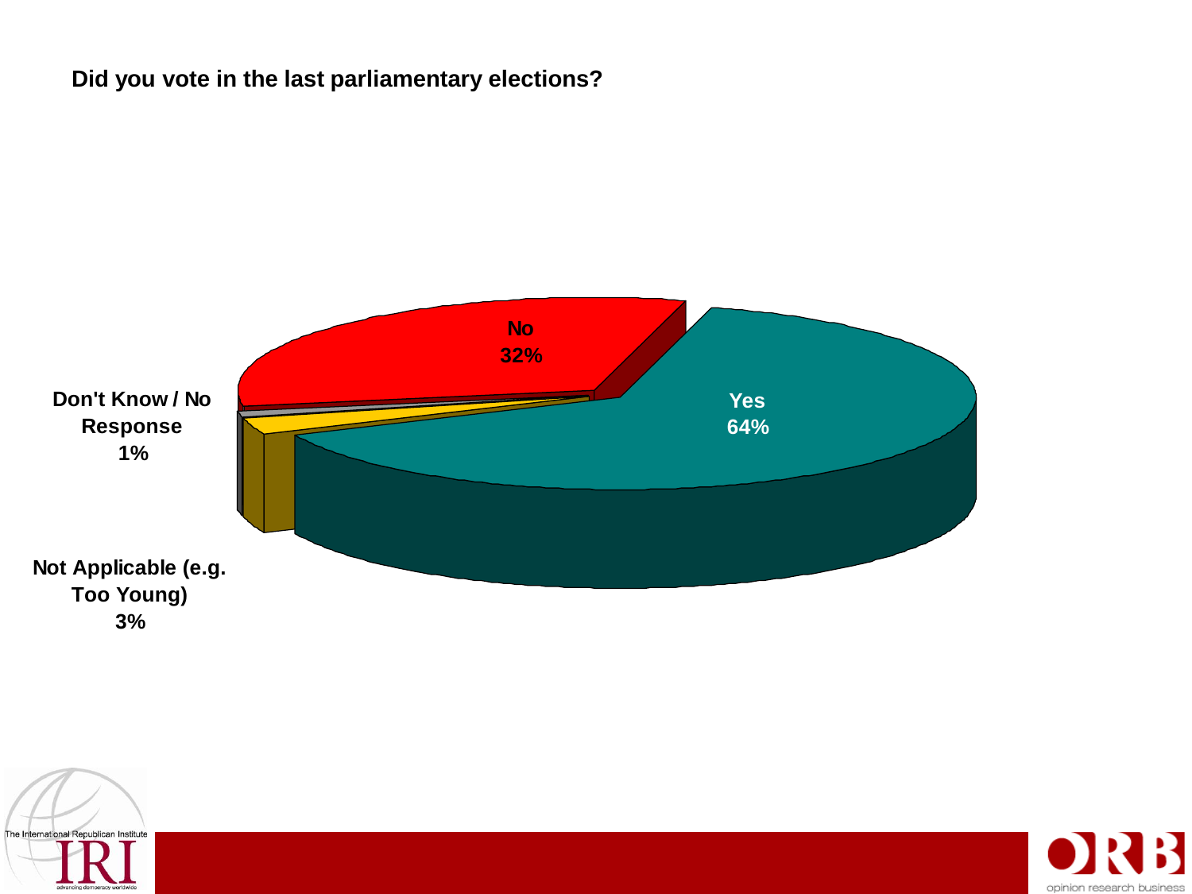**Did you vote in the last parliamentary elections?**

| Response | Percentage |
| --- | --- |
| Yes | 64% |
| No | 32% |
| Not Applicable (e.g. Too Young) | 3% |
| Don't Know / No Response | 1% |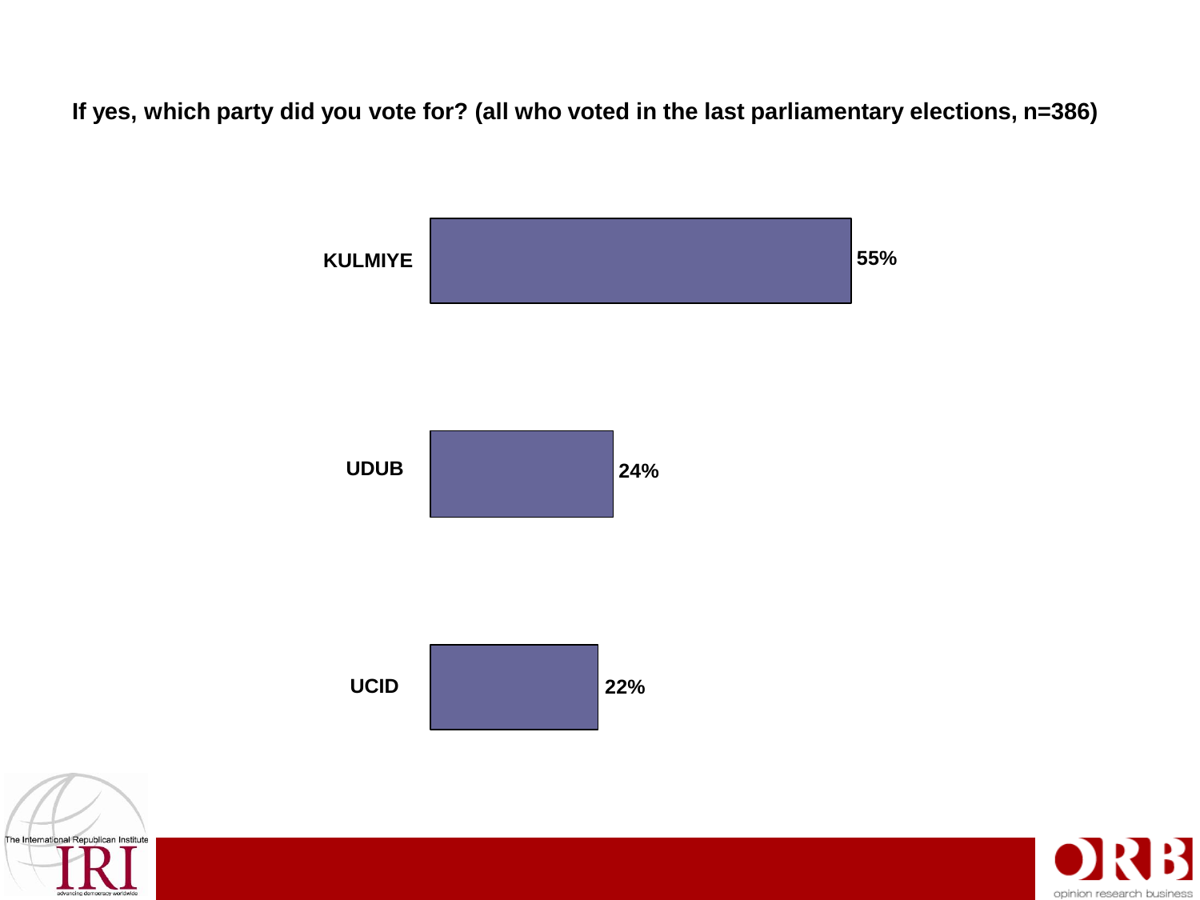**If yes, which party did you vote for? (all who voted in the last parliamentary elections, n=386)**

| Party | % |
|---|---|
| KULMIYE | 55% |
| UDUB | 24% |
| UCID | 22% |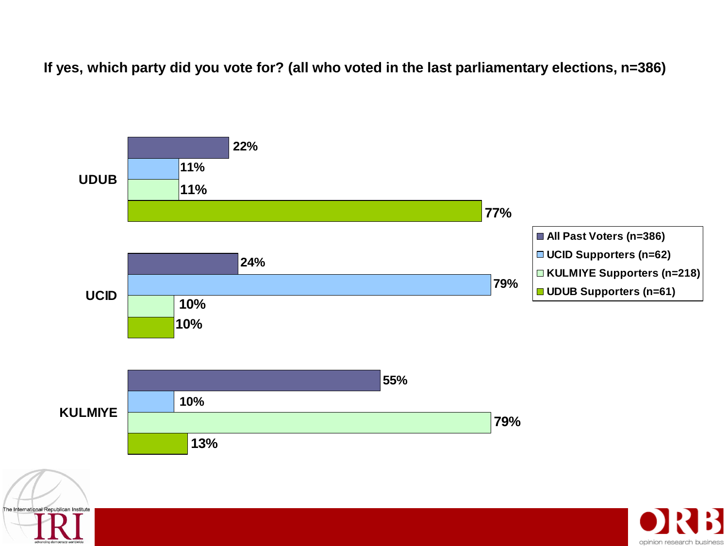**If yes, which party did you vote for? (all who voted in the last parliamentary elections, n=386)**

| Party | All Past Voters (n=386) | UCID Supporters (n=62) | KULMIYE Supporters (n=218) | UDUB Supporters (n=61) |
|---|---|---|---|---|
| UDUB | 22% | 11% | 11% | 77% |
| UCID | 24% | 79% | 10% | 10% |
| KULMIYE | 55% | 10% | 79% | 13% |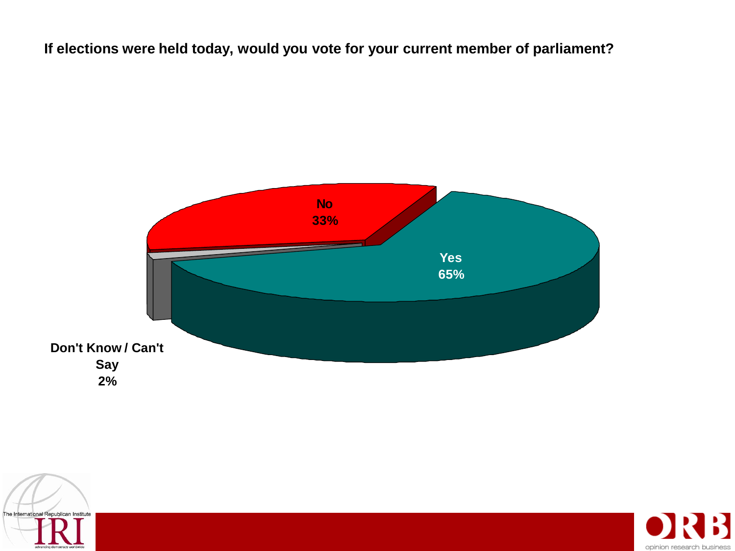**If elections were held today, would you vote for your current member of parliament?**

No
33%

Yes
65%

Don't Know / Can't Say
2%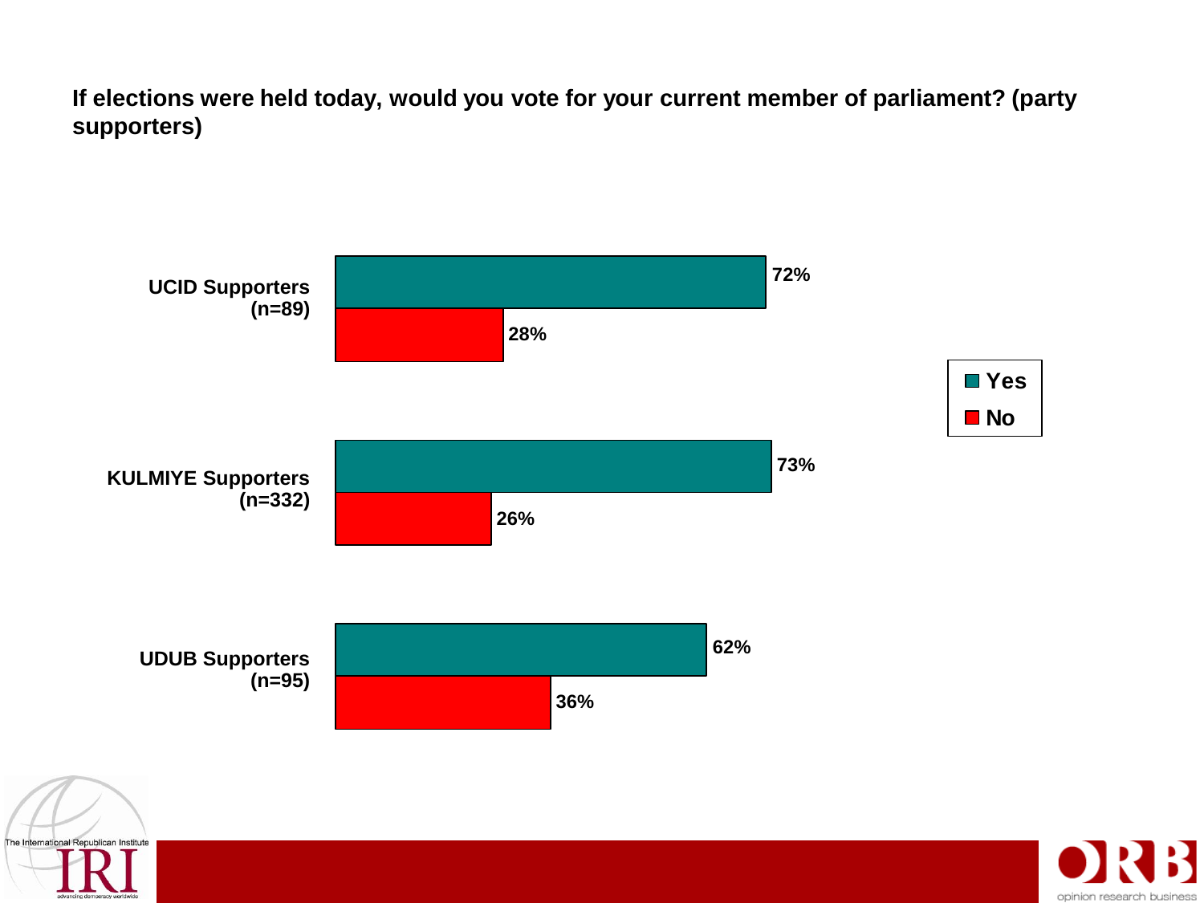**If elections were held today, would you vote for your current member of parliament? (party supporters)**

| | Yes | No |
|---|---|---|
| UCID Supporters (n=89) | 72% | 28% |
| KULMIYE Supporters (n=332) | 73% | 26% |
| UDUB Supporters (n=95) | 62% | 36% |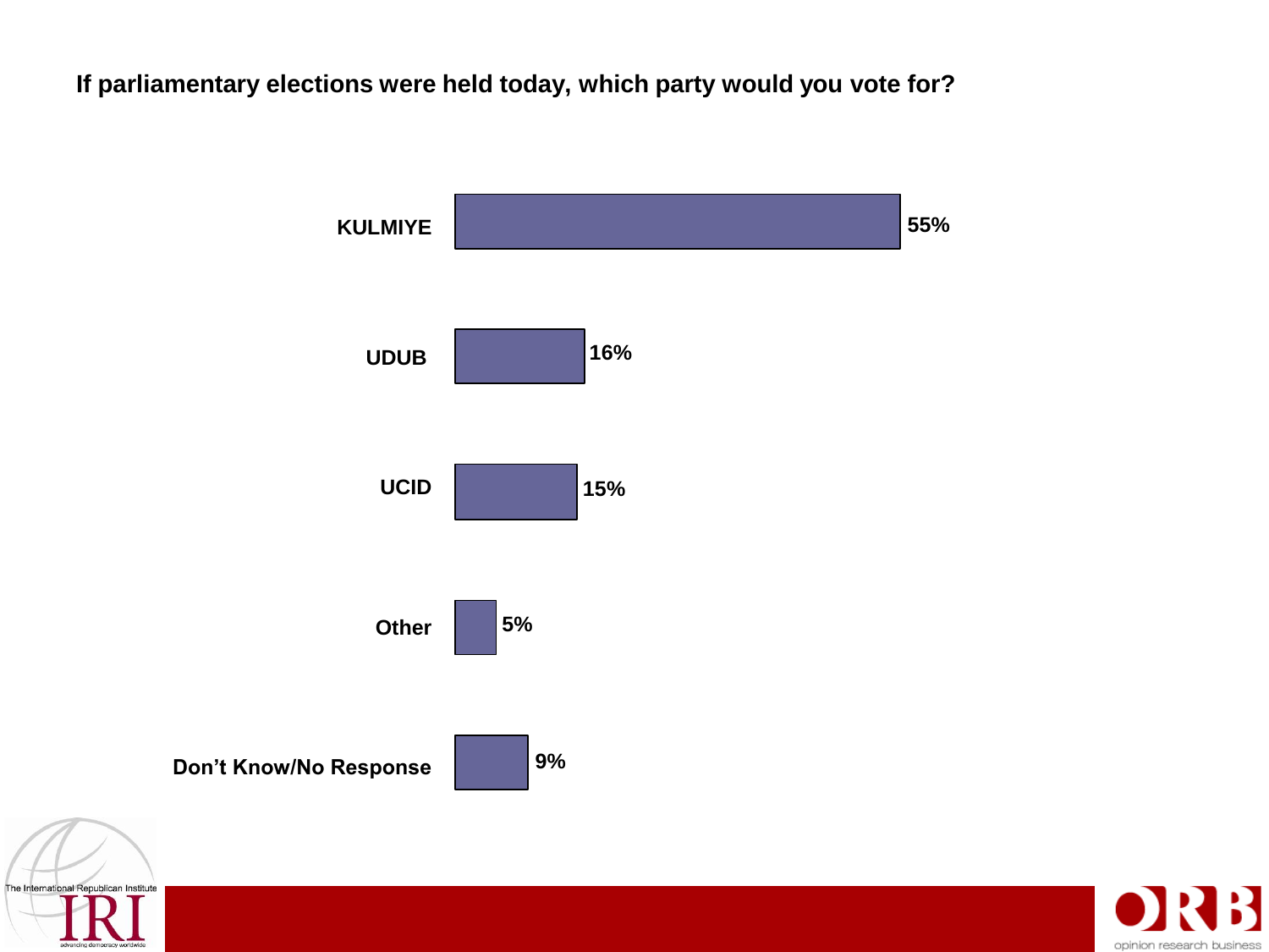**If parliamentary elections were held today, which party would you vote for?**

KULMIYE 55%

UDUB 16%

UCID 15%

Other 5%

Don't Know/No Response 9%

The International Republican Institute
IRI
advancing democracy worldwide

ORB
opinion research business